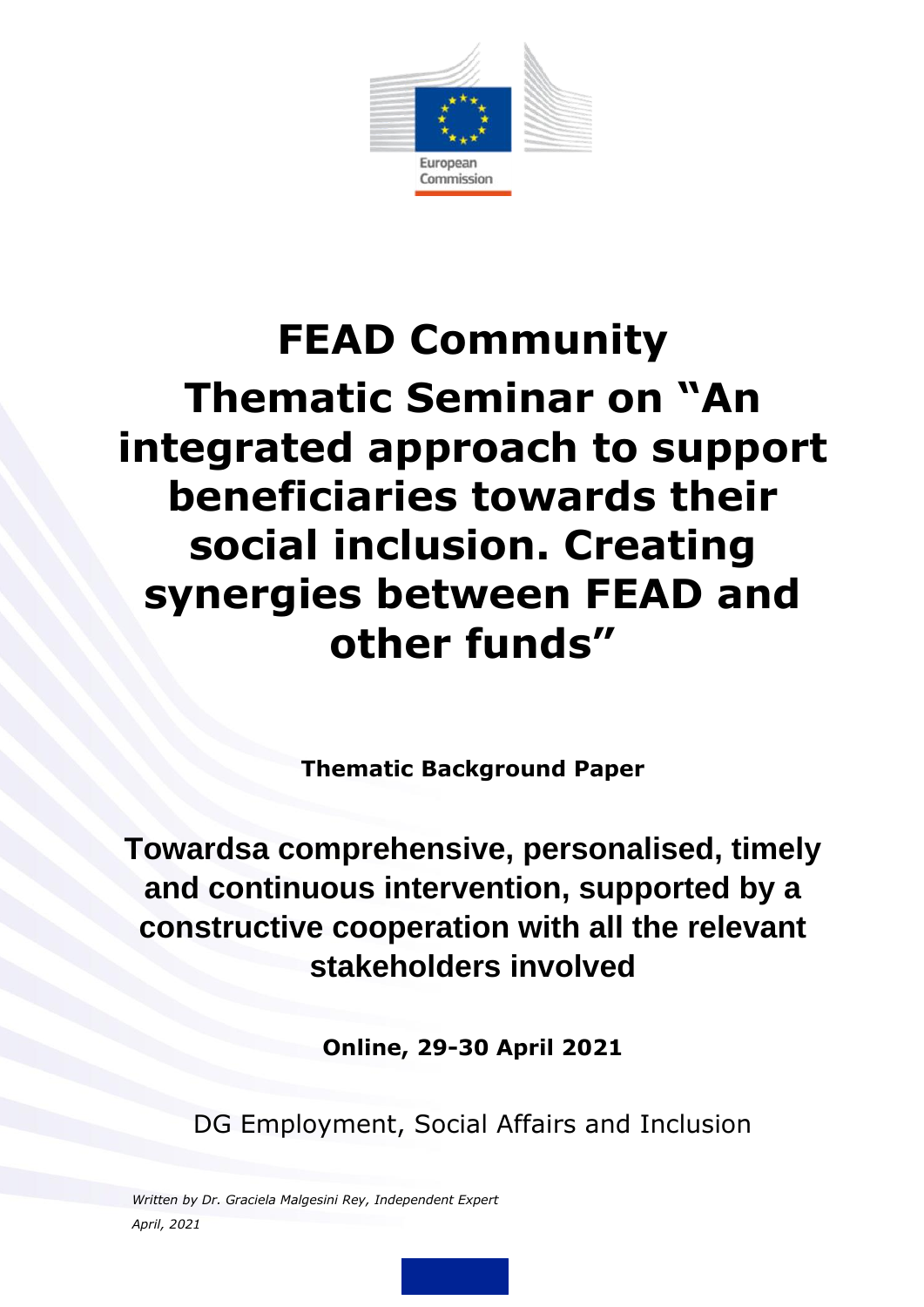European Commission

# FEAD Community

# Thematic Seminar on "An integrated approach to support beneficiaries towards their social inclusion. Creating synergies between FEAD and other funds"

**Thematic Background Paper**

## Towardsa comprehensive, personalised, timely and continuous intervention, supported by a constructive cooperation with all the relevant stakeholders involved

**Online, 29-30 April 2021**

DG Employment, Social Affairs and Inclusion

*Written by Dr. Graciela Malgesini Rey, Independent Expert*

*April, 2021*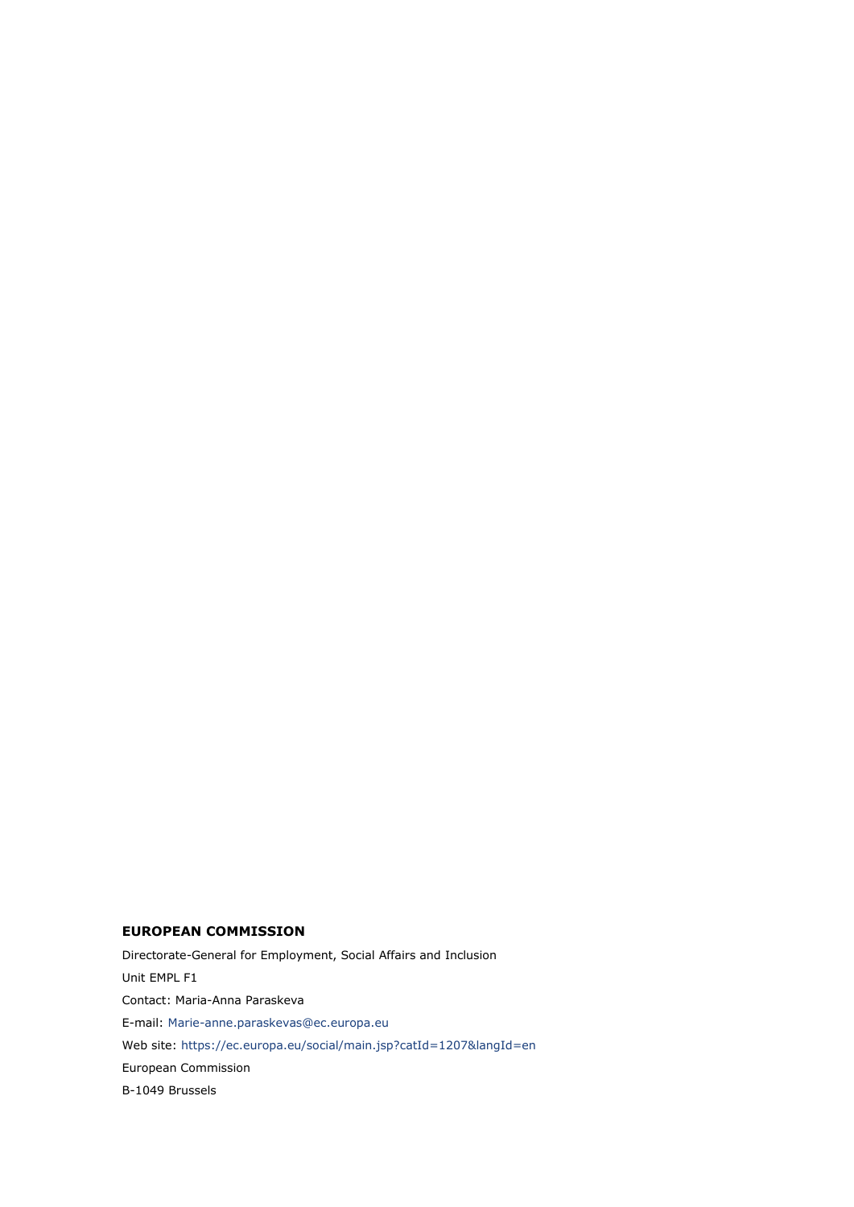**EUROPEAN COMMISSION**

Directorate-General for Employment, Social Affairs and Inclusion

Unit EMPL F1

Contact: Maria-Anna Paraskeva

E-mail: Marie-anne.paraskevas@ec.europa.eu

Web site: https://ec.europa.eu/social/main.jsp?catId=1207&langId=en

European Commission

B-1049 Brussels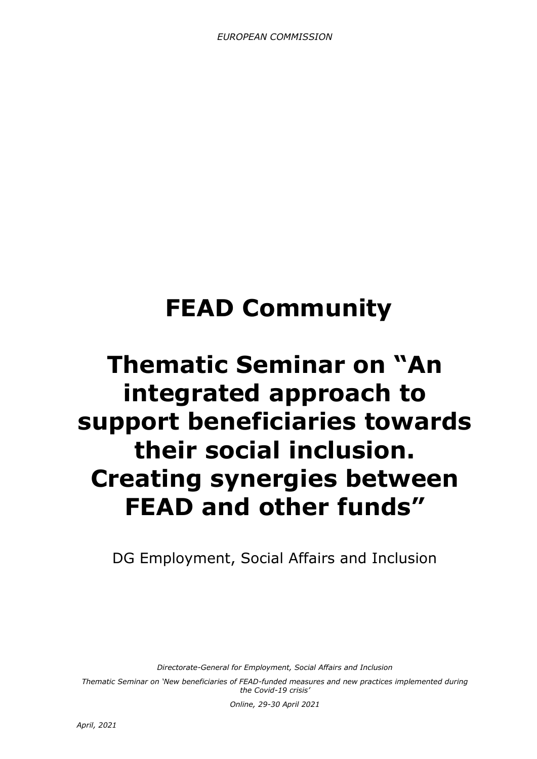*EUROPEAN COMMISSION*

# FEAD Community

# Thematic Seminar on "An integrated approach to support beneficiaries towards their social inclusion. Creating synergies between FEAD and other funds"

DG Employment, Social Affairs and Inclusion

*Directorate-General for Employment, Social Affairs and Inclusion*

*Thematic Seminar on 'New beneficiaries of FEAD-funded measures and new practices implemented during the Covid-19 crisis'*

*Online, 29-30 April 2021*

*April, 2021*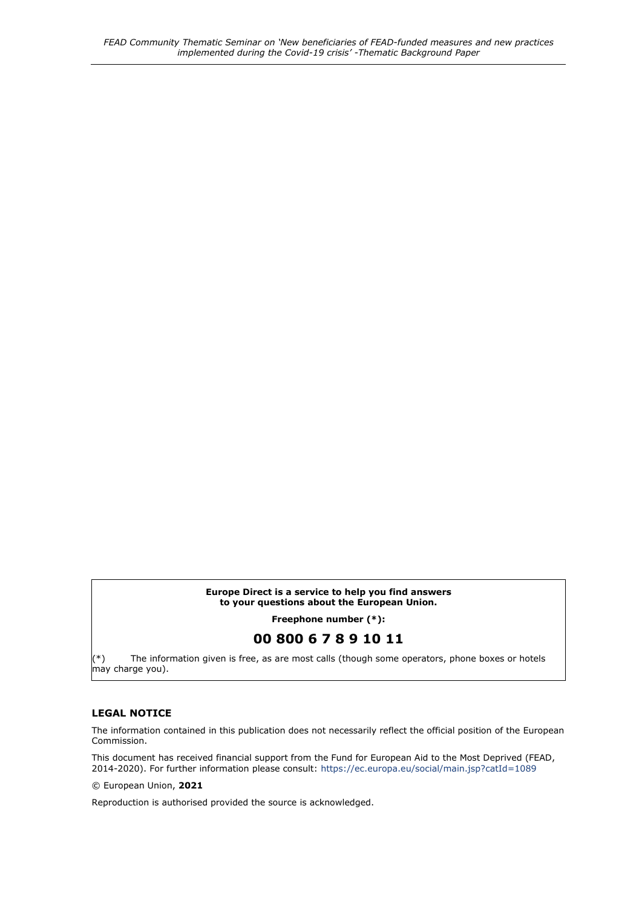**Europe Direct is a service to help you find answers to your questions about the European Union.**

**Freephone number (*):**

**00 800 6 7 8 9 10 11**

(*) The information given is free, as are most calls (though some operators, phone boxes or hotels may charge you).

### LEGAL NOTICE

The information contained in this publication does not necessarily reflect the official position of the European Commission.

This document has received financial support from the Fund for European Aid to the Most Deprived (FEAD, 2014-2020). For further information please consult: https://ec.europa.eu/social/main.jsp?catId=1089

© European Union, **2021**

Reproduction is authorised provided the source is acknowledged.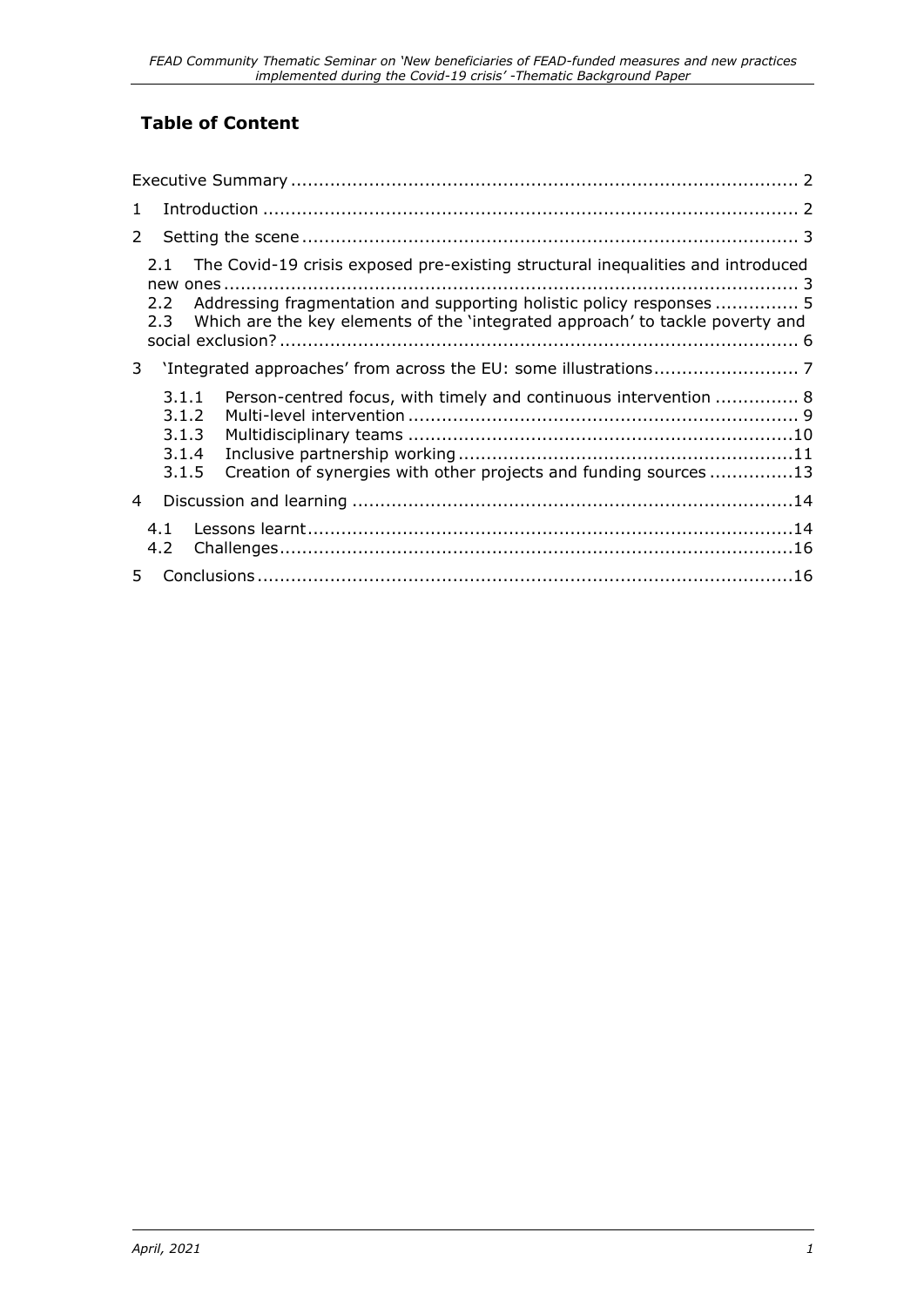## Table of Content

- Executive Summary ... 2
- 1 Introduction ... 2
- 2 Setting the scene ... 3
  - 2.1 The Covid-19 crisis exposed pre-existing structural inequalities and introduced new ones ... 3
  - 2.2 Addressing fragmentation and supporting holistic policy responses ... 5
  - 2.3 Which are the key elements of the 'integrated approach' to tackle poverty and social exclusion? ... 6
- 3 'Integrated approaches' from across the EU: some illustrations ... 7
  - 3.1.1 Person-centred focus, with timely and continuous intervention ... 8
  - 3.1.2 Multi-level intervention ... 9
  - 3.1.3 Multidisciplinary teams ... 10
  - 3.1.4 Inclusive partnership working ... 11
  - 3.1.5 Creation of synergies with other projects and funding sources ... 13
- 4 Discussion and learning ... 14
  - 4.1 Lessons learnt ... 14
  - 4.2 Challenges ... 16
- 5 Conclusions ... 16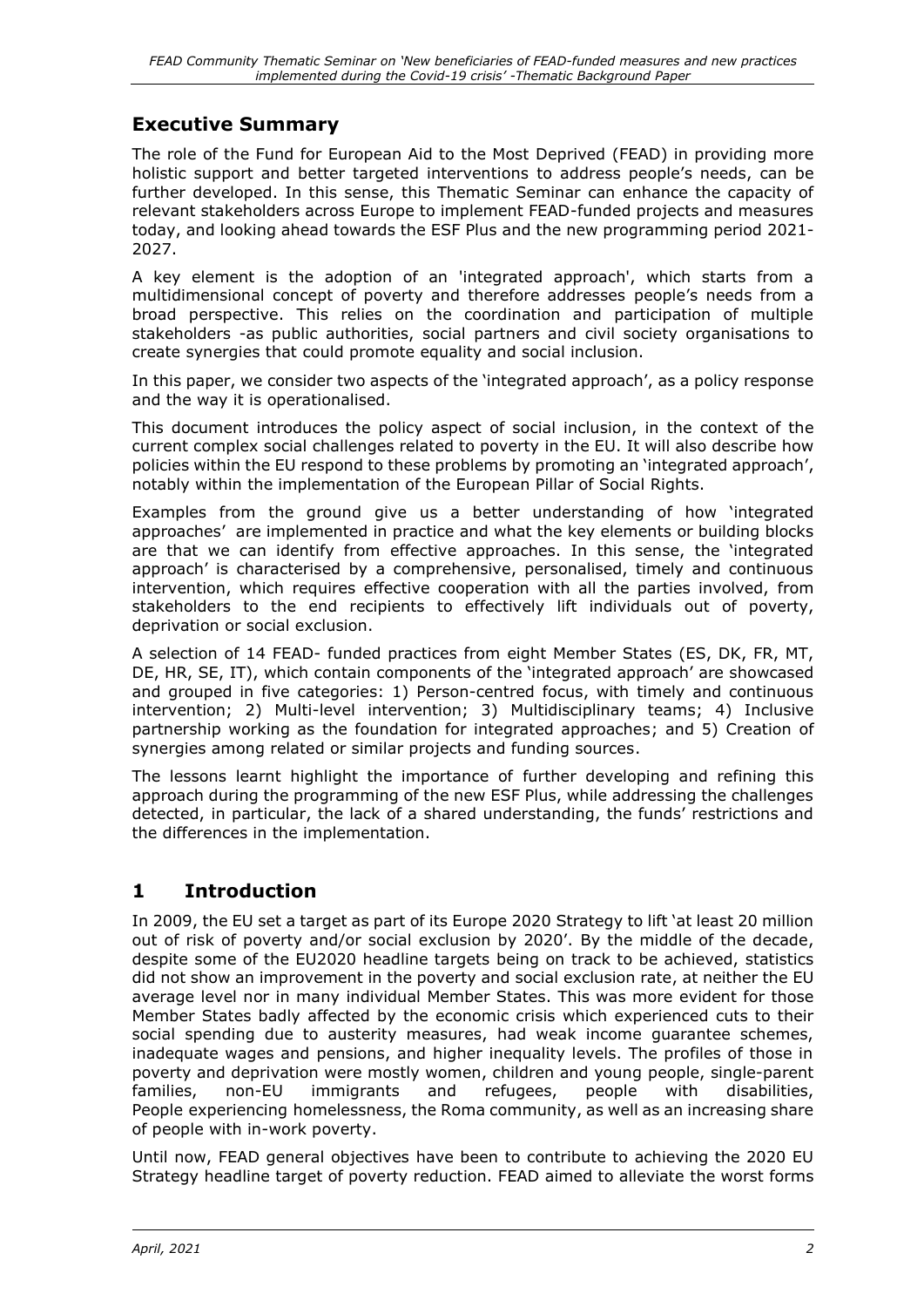## Executive Summary

The role of the Fund for European Aid to the Most Deprived (FEAD) in providing more holistic support and better targeted interventions to address people's needs, can be further developed. In this sense, this Thematic Seminar can enhance the capacity of relevant stakeholders across Europe to implement FEAD-funded projects and measures today, and looking ahead towards the ESF Plus and the new programming period 2021-2027.

A key element is the adoption of an 'integrated approach', which starts from a multidimensional concept of poverty and therefore addresses people's needs from a broad perspective. This relies on the coordination and participation of multiple stakeholders -as public authorities, social partners and civil society organisations to create synergies that could promote equality and social inclusion.

In this paper, we consider two aspects of the 'integrated approach', as a policy response and the way it is operationalised.

This document introduces the policy aspect of social inclusion, in the context of the current complex social challenges related to poverty in the EU. It will also describe how policies within the EU respond to these problems by promoting an 'integrated approach', notably within the implementation of the European Pillar of Social Rights.

Examples from the ground give us a better understanding of how 'integrated approaches' are implemented in practice and what the key elements or building blocks are that we can identify from effective approaches. In this sense, the 'integrated approach' is characterised by a comprehensive, personalised, timely and continuous intervention, which requires effective cooperation with all the parties involved, from stakeholders to the end recipients to effectively lift individuals out of poverty, deprivation or social exclusion.

A selection of 14 FEAD- funded practices from eight Member States (ES, DK, FR, MT, DE, HR, SE, IT), which contain components of the 'integrated approach' are showcased and grouped in five categories: 1) Person-centred focus, with timely and continuous intervention; 2) Multi-level intervention; 3) Multidisciplinary teams; 4) Inclusive partnership working as the foundation for integrated approaches; and 5) Creation of synergies among related or similar projects and funding sources.

The lessons learnt highlight the importance of further developing and refining this approach during the programming of the new ESF Plus, while addressing the challenges detected, in particular, the lack of a shared understanding, the funds' restrictions and the differences in the implementation.

## 1 Introduction

In 2009, the EU set a target as part of its Europe 2020 Strategy to lift 'at least 20 million out of risk of poverty and/or social exclusion by 2020'. By the middle of the decade, despite some of the EU2020 headline targets being on track to be achieved, statistics did not show an improvement in the poverty and social exclusion rate, at neither the EU average level nor in many individual Member States. This was more evident for those Member States badly affected by the economic crisis which experienced cuts to their social spending due to austerity measures, had weak income guarantee schemes, inadequate wages and pensions, and higher inequality levels. The profiles of those in poverty and deprivation were mostly women, children and young people, single-parent families, non-EU immigrants and refugees, people with disabilities, People experiencing homelessness, the Roma community, as well as an increasing share of people with in-work poverty.

Until now, FEAD general objectives have been to contribute to achieving the 2020 EU Strategy headline target of poverty reduction. FEAD aimed to alleviate the worst forms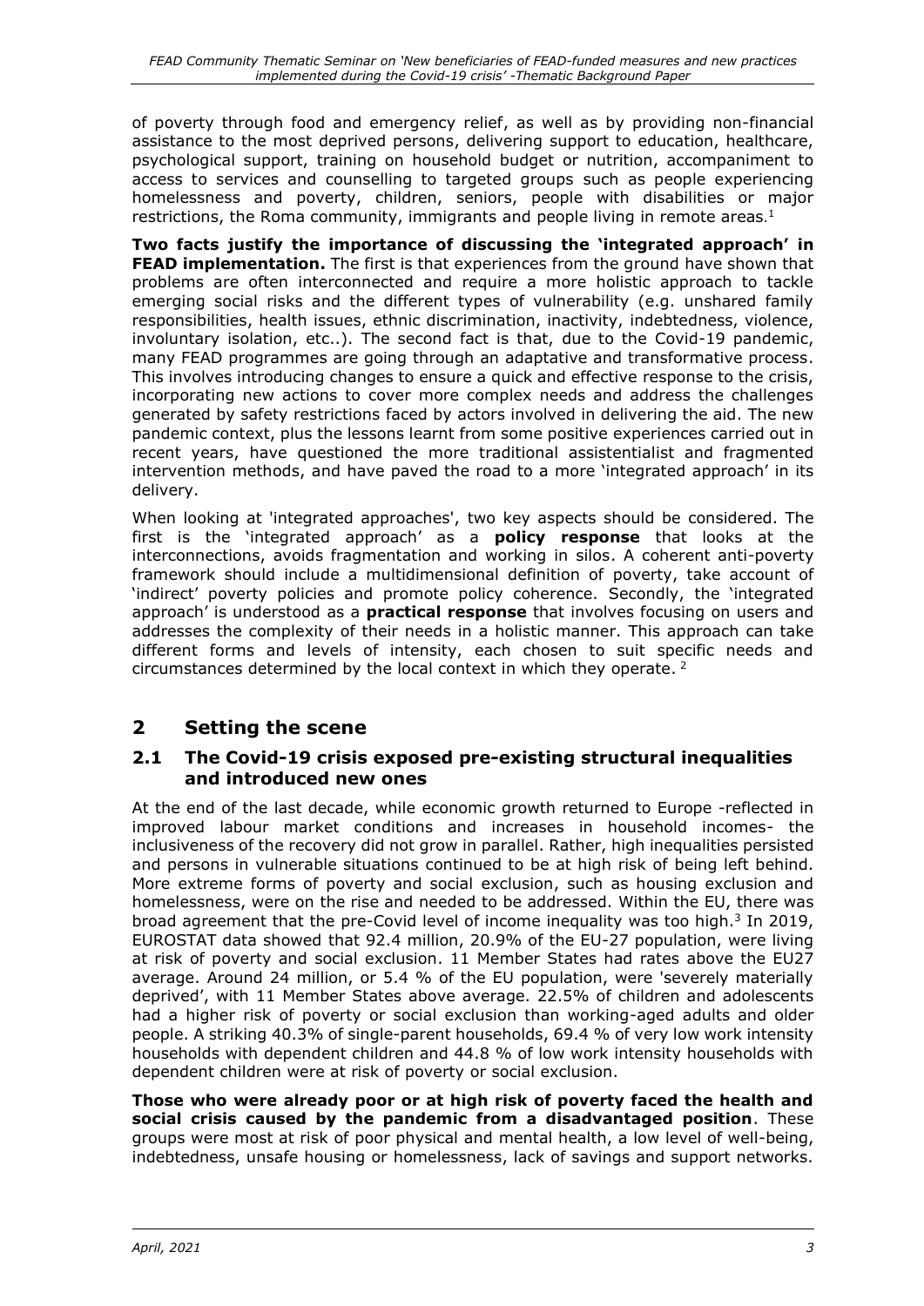of poverty through food and emergency relief, as well as by providing non-financial assistance to the most deprived persons, delivering support to education, healthcare, psychological support, training on household budget or nutrition, accompaniment to access to services and counselling to targeted groups such as people experiencing homelessness and poverty, children, seniors, people with disabilities or major restrictions, the Roma community, immigrants and people living in remote areas.[1]

**Two facts justify the importance of discussing the 'integrated approach' in FEAD implementation.** The first is that experiences from the ground have shown that problems are often interconnected and require a more holistic approach to tackle emerging social risks and the different types of vulnerability (e.g. unshared family responsibilities, health issues, ethnic discrimination, inactivity, indebtedness, violence, involuntary isolation, etc..). The second fact is that, due to the Covid-19 pandemic, many FEAD programmes are going through an adaptative and transformative process. This involves introducing changes to ensure a quick and effective response to the crisis, incorporating new actions to cover more complex needs and address the challenges generated by safety restrictions faced by actors involved in delivering the aid. The new pandemic context, plus the lessons learnt from some positive experiences carried out in recent years, have questioned the more traditional assistentialist and fragmented intervention methods, and have paved the road to a more 'integrated approach' in its delivery.

When looking at 'integrated approaches', two key aspects should be considered. The first is the 'integrated approach' as a **policy response** that looks at the interconnections, avoids fragmentation and working in silos. A coherent anti-poverty framework should include a multidimensional definition of poverty, take account of 'indirect' poverty policies and promote policy coherence. Secondly, the 'integrated approach' is understood as a **practical response** that involves focusing on users and addresses the complexity of their needs in a holistic manner. This approach can take different forms and levels of intensity, each chosen to suit specific needs and circumstances determined by the local context in which they operate. [2]

# 2 Setting the scene

## 2.1 The Covid-19 crisis exposed pre-existing structural inequalities and introduced new ones

At the end of the last decade, while economic growth returned to Europe -reflected in improved labour market conditions and increases in household incomes- the inclusiveness of the recovery did not grow in parallel. Rather, high inequalities persisted and persons in vulnerable situations continued to be at high risk of being left behind. More extreme forms of poverty and social exclusion, such as housing exclusion and homelessness, were on the rise and needed to be addressed. Within the EU, there was broad agreement that the pre-Covid level of income inequality was too high.[3] In 2019, EUROSTAT data showed that 92.4 million, 20.9% of the EU-27 population, were living at risk of poverty and social exclusion. 11 Member States had rates above the EU27 average. Around 24 million, or 5.4 % of the EU population, were 'severely materially deprived', with 11 Member States above average. 22.5% of children and adolescents had a higher risk of poverty or social exclusion than working-aged adults and older people. A striking 40.3% of single-parent households, 69.4 % of very low work intensity households with dependent children and 44.8 % of low work intensity households with dependent children were at risk of poverty or social exclusion.

**Those who were already poor or at high risk of poverty faced the health and social crisis caused by the pandemic from a disadvantaged position**. These groups were most at risk of poor physical and mental health, a low level of well-being, indebtedness, unsafe housing or homelessness, lack of savings and support networks.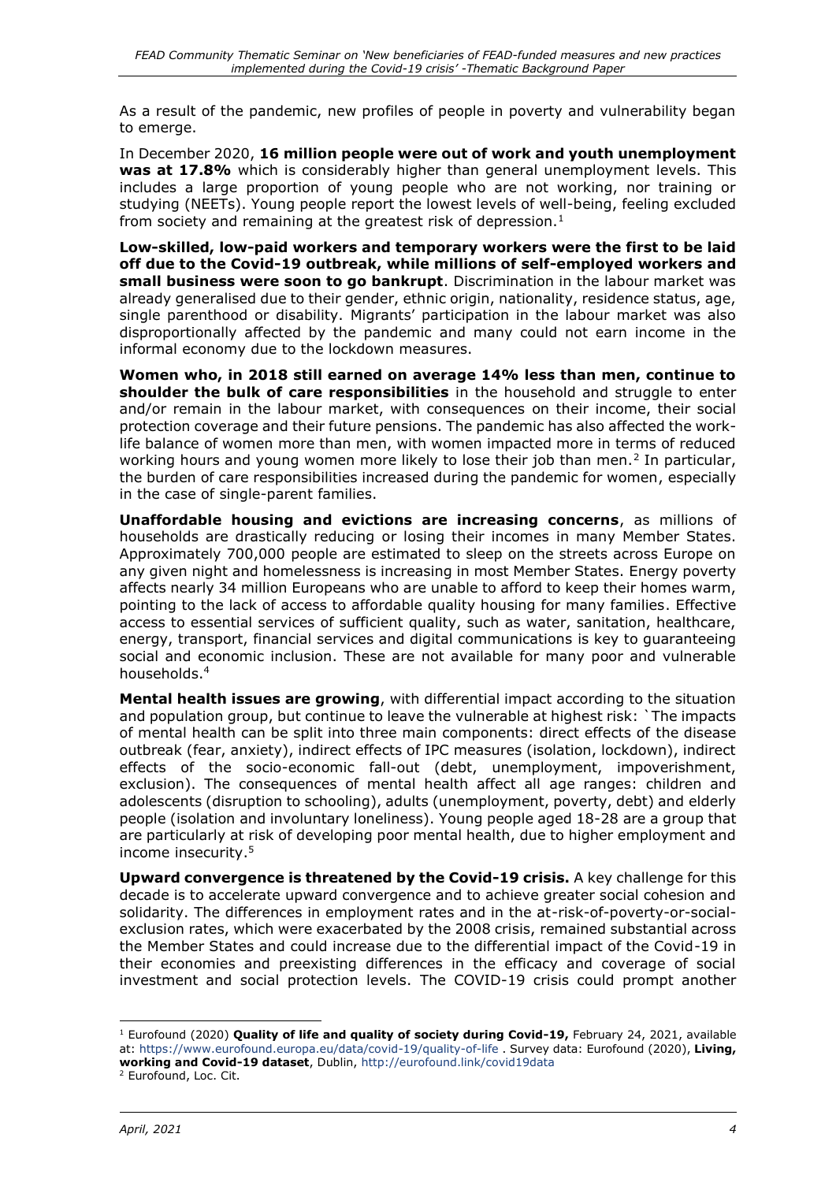As a result of the pandemic, new profiles of people in poverty and vulnerability began to emerge.

In December 2020, **16 million people were out of work and youth unemployment was at 17.8%** which is considerably higher than general unemployment levels. This includes a large proportion of young people who are not working, nor training or studying (NEETs). Young people report the lowest levels of well-being, feeling excluded from society and remaining at the greatest risk of depression.[1]

**Low-skilled, low-paid workers and temporary workers were the first to be laid off due to the Covid-19 outbreak, while millions of self-employed workers and small business were soon to go bankrupt**. Discrimination in the labour market was already generalised due to their gender, ethnic origin, nationality, residence status, age, single parenthood or disability. Migrants' participation in the labour market was also disproportionally affected by the pandemic and many could not earn income in the informal economy due to the lockdown measures.

**Women who, in 2018 still earned on average 14% less than men, continue to shoulder the bulk of care responsibilities** in the household and struggle to enter and/or remain in the labour market, with consequences on their income, their social protection coverage and their future pensions. The pandemic has also affected the work-life balance of women more than men, with women impacted more in terms of reduced working hours and young women more likely to lose their job than men.[2] In particular, the burden of care responsibilities increased during the pandemic for women, especially in the case of single-parent families.

**Unaffordable housing and evictions are increasing concerns**, as millions of households are drastically reducing or losing their incomes in many Member States. Approximately 700,000 people are estimated to sleep on the streets across Europe on any given night and homelessness is increasing in most Member States. Energy poverty affects nearly 34 million Europeans who are unable to afford to keep their homes warm, pointing to the lack of access to affordable quality housing for many families. Effective access to essential services of sufficient quality, such as water, sanitation, healthcare, energy, transport, financial services and digital communications is key to guaranteeing social and economic inclusion. These are not available for many poor and vulnerable households.[4]

**Mental health issues are growing**, with differential impact according to the situation and population group, but continue to leave the vulnerable at highest risk: `The impacts of mental health can be split into three main components: direct effects of the disease outbreak (fear, anxiety), indirect effects of IPC measures (isolation, lockdown), indirect effects of the socio-economic fall-out (debt, unemployment, impoverishment, exclusion). The consequences of mental health affect all age ranges: children and adolescents (disruption to schooling), adults (unemployment, poverty, debt) and elderly people (isolation and involuntary loneliness). Young people aged 18-28 are a group that are particularly at risk of developing poor mental health, due to higher employment and income insecurity.[5]

**Upward convergence is threatened by the Covid-19 crisis.** A key challenge for this decade is to accelerate upward convergence and to achieve greater social cohesion and solidarity. The differences in employment rates and in the at-risk-of-poverty-or-social-exclusion rates, which were exacerbated by the 2008 crisis, remained substantial across the Member States and could increase due to the differential impact of the Covid-19 in their economies and preexisting differences in the efficacy and coverage of social investment and social protection levels. The COVID-19 crisis could prompt another

---

[1] Eurofound (2020) **Quality of life and quality of society during Covid-19,** February 24, 2021, available at: https://www.eurofound.europa.eu/data/covid-19/quality-of-life . Survey data: Eurofound (2020), **Living, working and Covid-19 dataset**, Dublin, http://eurofound.link/covid19data

[2] Eurofound, Loc. Cit.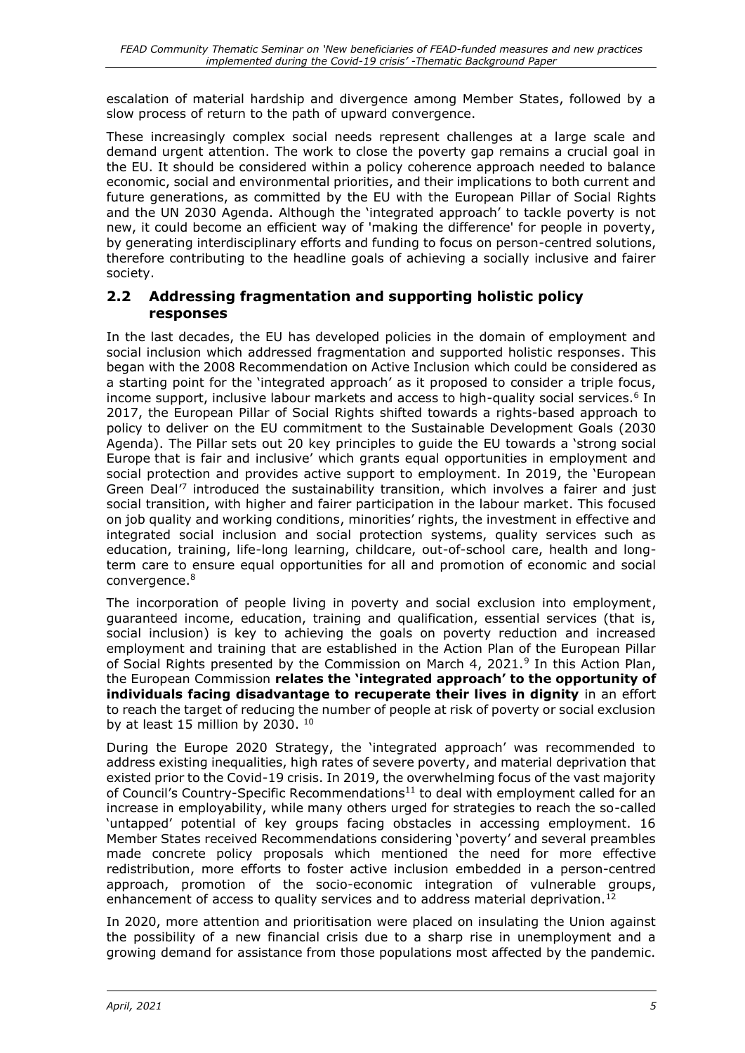escalation of material hardship and divergence among Member States, followed by a slow process of return to the path of upward convergence.

These increasingly complex social needs represent challenges at a large scale and demand urgent attention. The work to close the poverty gap remains a crucial goal in the EU. It should be considered within a policy coherence approach needed to balance economic, social and environmental priorities, and their implications to both current and future generations, as committed by the EU with the European Pillar of Social Rights and the UN 2030 Agenda. Although the 'integrated approach' to tackle poverty is not new, it could become an efficient way of 'making the difference' for people in poverty, by generating interdisciplinary efforts and funding to focus on person-centred solutions, therefore contributing to the headline goals of achieving a socially inclusive and fairer society.

## 2.2 Addressing fragmentation and supporting holistic policy responses

In the last decades, the EU has developed policies in the domain of employment and social inclusion which addressed fragmentation and supported holistic responses. This began with the 2008 Recommendation on Active Inclusion which could be considered as a starting point for the 'integrated approach' as it proposed to consider a triple focus, income support, inclusive labour markets and access to high-quality social services.[6] In 2017, the European Pillar of Social Rights shifted towards a rights-based approach to policy to deliver on the EU commitment to the Sustainable Development Goals (2030 Agenda). The Pillar sets out 20 key principles to guide the EU towards a 'strong social Europe that is fair and inclusive' which grants equal opportunities in employment and social protection and provides active support to employment. In 2019, the 'European Green Deal'[7] introduced the sustainability transition, which involves a fairer and just social transition, with higher and fairer participation in the labour market. This focused on job quality and working conditions, minorities' rights, the investment in effective and integrated social inclusion and social protection systems, quality services such as education, training, life-long learning, childcare, out-of-school care, health and long-term care to ensure equal opportunities for all and promotion of economic and social convergence.[8]

The incorporation of people living in poverty and social exclusion into employment, guaranteed income, education, training and qualification, essential services (that is, social inclusion) is key to achieving the goals on poverty reduction and increased employment and training that are established in the Action Plan of the European Pillar of Social Rights presented by the Commission on March 4, 2021.[9] In this Action Plan, the European Commission **relates the 'integrated approach' to the opportunity of individuals facing disadvantage to recuperate their lives in dignity** in an effort to reach the target of reducing the number of people at risk of poverty or social exclusion by at least 15 million by 2030. [10]

During the Europe 2020 Strategy, the 'integrated approach' was recommended to address existing inequalities, high rates of severe poverty, and material deprivation that existed prior to the Covid-19 crisis. In 2019, the overwhelming focus of the vast majority of Council's Country-Specific Recommendations[11] to deal with employment called for an increase in employability, while many others urged for strategies to reach the so-called 'untapped' potential of key groups facing obstacles in accessing employment. 16 Member States received Recommendations considering 'poverty' and several preambles made concrete policy proposals which mentioned the need for more effective redistribution, more efforts to foster active inclusion embedded in a person-centred approach, promotion of the socio-economic integration of vulnerable groups, enhancement of access to quality services and to address material deprivation.[12]

In 2020, more attention and prioritisation were placed on insulating the Union against the possibility of a new financial crisis due to a sharp rise in unemployment and a growing demand for assistance from those populations most affected by the pandemic.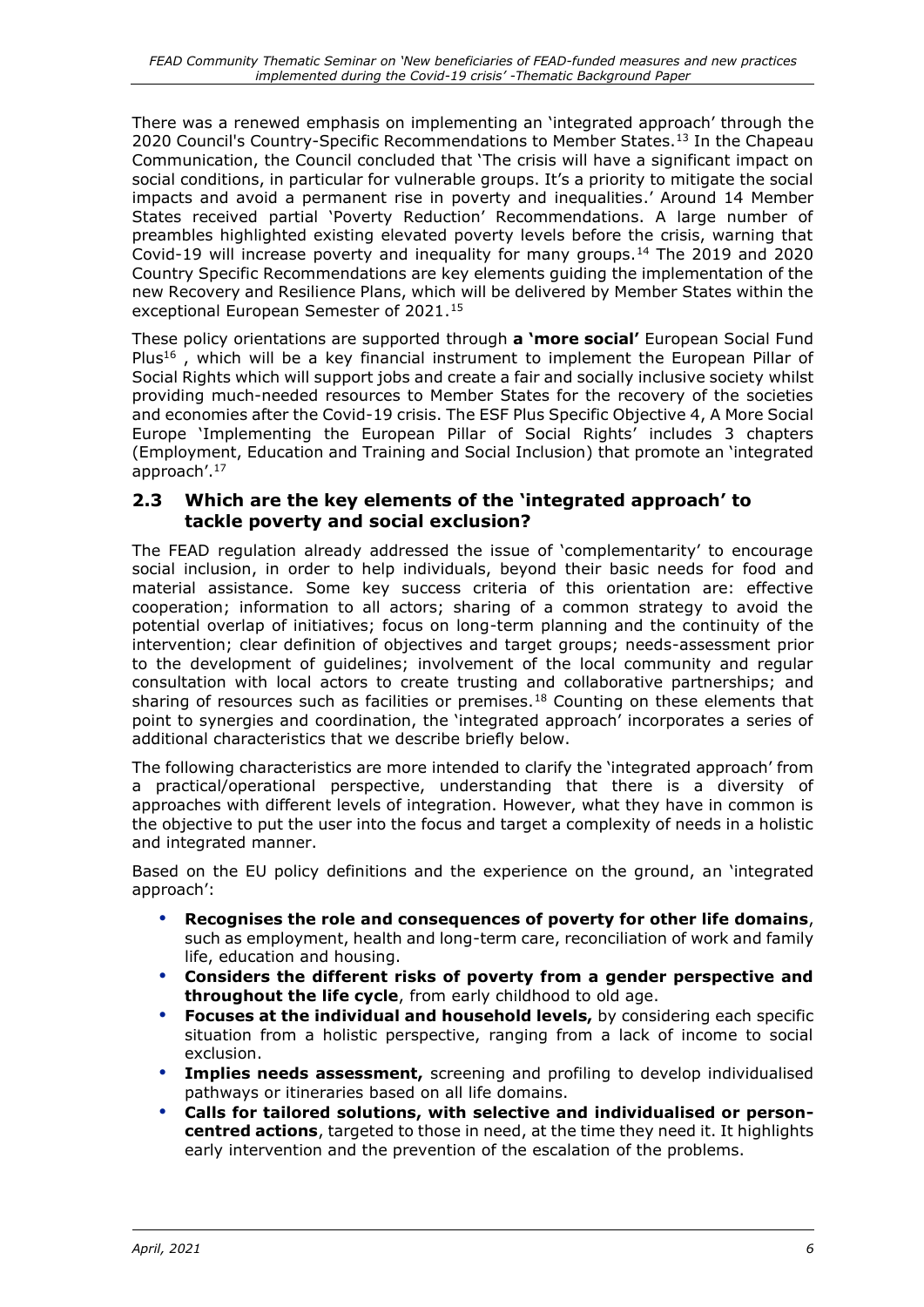There was a renewed emphasis on implementing an 'integrated approach' through the 2020 Council's Country-Specific Recommendations to Member States.[13] In the Chapeau Communication, the Council concluded that 'The crisis will have a significant impact on social conditions, in particular for vulnerable groups. It's a priority to mitigate the social impacts and avoid a permanent rise in poverty and inequalities.' Around 14 Member States received partial 'Poverty Reduction' Recommendations. A large number of preambles highlighted existing elevated poverty levels before the crisis, warning that Covid-19 will increase poverty and inequality for many groups.[14] The 2019 and 2020 Country Specific Recommendations are key elements guiding the implementation of the new Recovery and Resilience Plans, which will be delivered by Member States within the exceptional European Semester of 2021.[15]

These policy orientations are supported through **a 'more social'** European Social Fund Plus[16] , which will be a key financial instrument to implement the European Pillar of Social Rights which will support jobs and create a fair and socially inclusive society whilst providing much-needed resources to Member States for the recovery of the societies and economies after the Covid-19 crisis. The ESF Plus Specific Objective 4, A More Social Europe 'Implementing the European Pillar of Social Rights' includes 3 chapters (Employment, Education and Training and Social Inclusion) that promote an 'integrated approach'.[17]

## 2.3 Which are the key elements of the 'integrated approach' to tackle poverty and social exclusion?

The FEAD regulation already addressed the issue of 'complementarity' to encourage social inclusion, in order to help individuals, beyond their basic needs for food and material assistance. Some key success criteria of this orientation are: effective cooperation; information to all actors; sharing of a common strategy to avoid the potential overlap of initiatives; focus on long-term planning and the continuity of the intervention; clear definition of objectives and target groups; needs-assessment prior to the development of guidelines; involvement of the local community and regular consultation with local actors to create trusting and collaborative partnerships; and sharing of resources such as facilities or premises.[18] Counting on these elements that point to synergies and coordination, the 'integrated approach' incorporates a series of additional characteristics that we describe briefly below.

The following characteristics are more intended to clarify the 'integrated approach' from a practical/operational perspective, understanding that there is a diversity of approaches with different levels of integration. However, what they have in common is the objective to put the user into the focus and target a complexity of needs in a holistic and integrated manner.

Based on the EU policy definitions and the experience on the ground, an 'integrated approach':

- **Recognises the role and consequences of poverty for other life domains**, such as employment, health and long-term care, reconciliation of work and family life, education and housing.
- **Considers the different risks of poverty from a gender perspective and throughout the life cycle**, from early childhood to old age.
- **Focuses at the individual and household levels,** by considering each specific situation from a holistic perspective, ranging from a lack of income to social exclusion.
- **Implies needs assessment,** screening and profiling to develop individualised pathways or itineraries based on all life domains.
- **Calls for tailored solutions, with selective and individualised or person-centred actions**, targeted to those in need, at the time they need it. It highlights early intervention and the prevention of the escalation of the problems.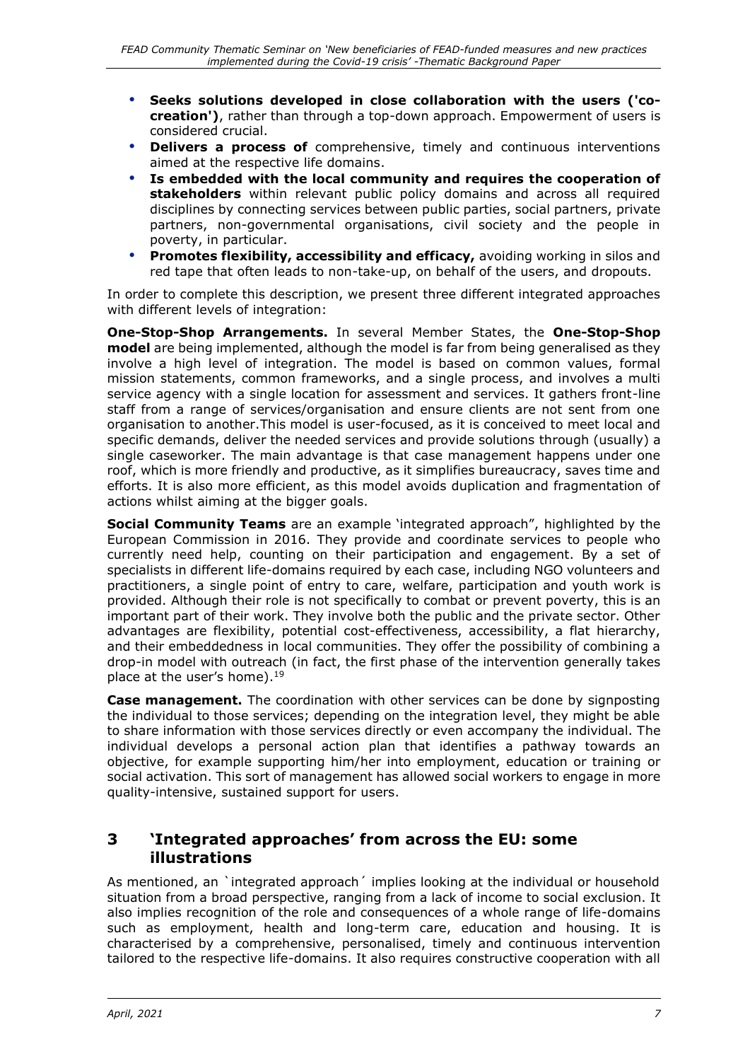- **Seeks solutions developed in close collaboration with the users ('co-creation')**, rather than through a top-down approach. Empowerment of users is considered crucial.
- **Delivers a process of** comprehensive, timely and continuous interventions aimed at the respective life domains.
- **Is embedded with the local community and requires the cooperation of stakeholders** within relevant public policy domains and across all required disciplines by connecting services between public parties, social partners, private partners, non-governmental organisations, civil society and the people in poverty, in particular.
- **Promotes flexibility, accessibility and efficacy,** avoiding working in silos and red tape that often leads to non-take-up, on behalf of the users, and dropouts.

In order to complete this description, we present three different integrated approaches with different levels of integration:

**One-Stop-Shop Arrangements.** In several Member States, the **One-Stop-Shop model** are being implemented, although the model is far from being generalised as they involve a high level of integration. The model is based on common values, formal mission statements, common frameworks, and a single process, and involves a multi service agency with a single location for assessment and services. It gathers front-line staff from a range of services/organisation and ensure clients are not sent from one organisation to another.This model is user-focused, as it is conceived to meet local and specific demands, deliver the needed services and provide solutions through (usually) a single caseworker. The main advantage is that case management happens under one roof, which is more friendly and productive, as it simplifies bureaucracy, saves time and efforts. It is also more efficient, as this model avoids duplication and fragmentation of actions whilst aiming at the bigger goals.

**Social Community Teams** are an example 'integrated approach", highlighted by the European Commission in 2016. They provide and coordinate services to people who currently need help, counting on their participation and engagement. By a set of specialists in different life-domains required by each case, including NGO volunteers and practitioners, a single point of entry to care, welfare, participation and youth work is provided. Although their role is not specifically to combat or prevent poverty, this is an important part of their work. They involve both the public and the private sector. Other advantages are flexibility, potential cost-effectiveness, accessibility, a flat hierarchy, and their embeddedness in local communities. They offer the possibility of combining a drop-in model with outreach (in fact, the first phase of the intervention generally takes place at the user's home).[19]

**Case management.** The coordination with other services can be done by signposting the individual to those services; depending on the integration level, they might be able to share information with those services directly or even accompany the individual. The individual develops a personal action plan that identifies a pathway towards an objective, for example supporting him/her into employment, education or training or social activation. This sort of management has allowed social workers to engage in more quality-intensive, sustained support for users.

## 3 'Integrated approaches' from across the EU: some illustrations

As mentioned, an `integrated approach´ implies looking at the individual or household situation from a broad perspective, ranging from a lack of income to social exclusion. It also implies recognition of the role and consequences of a whole range of life-domains such as employment, health and long-term care, education and housing. It is characterised by a comprehensive, personalised, timely and continuous intervention tailored to the respective life-domains. It also requires constructive cooperation with all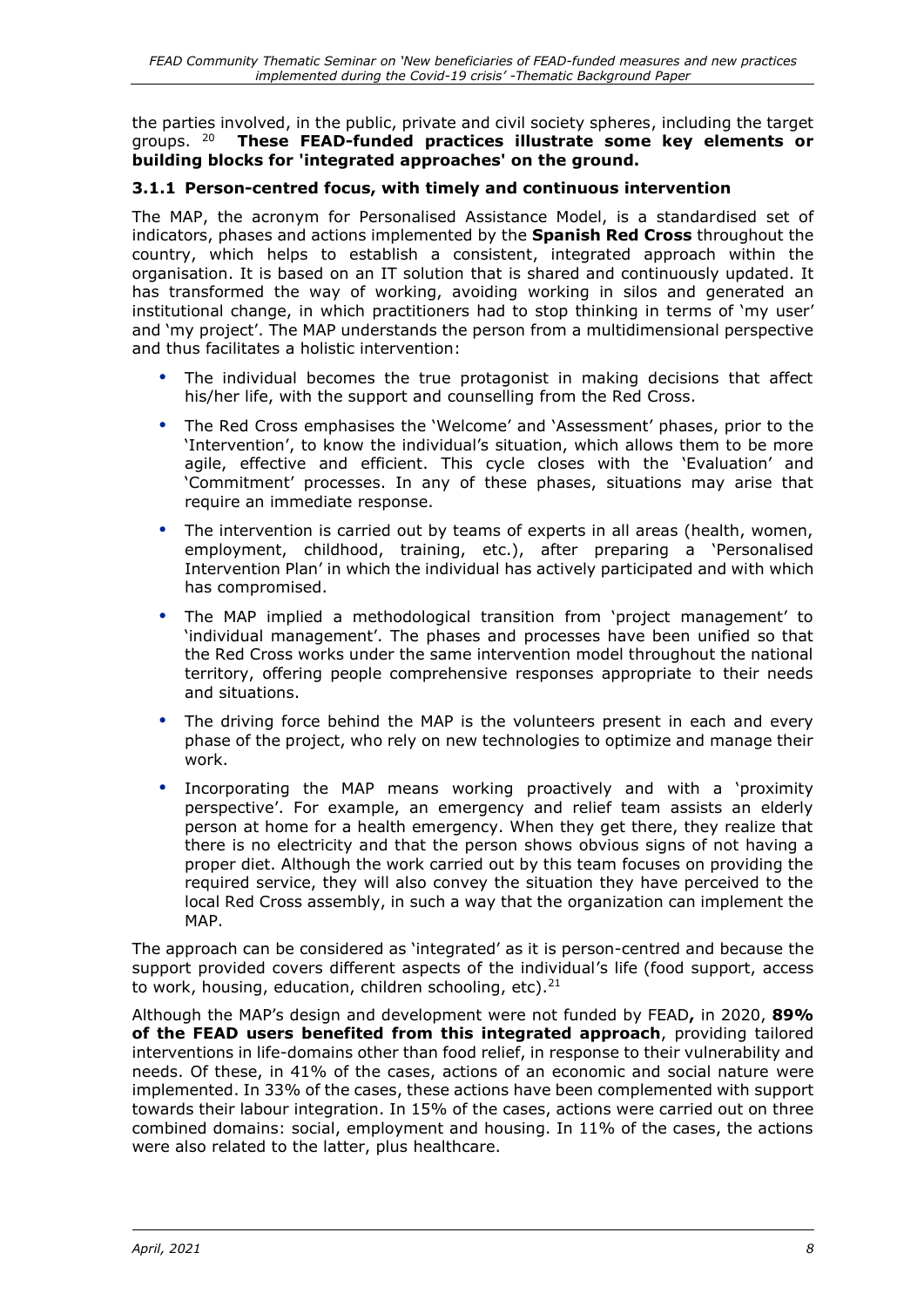the parties involved, in the public, private and civil society spheres, including the target groups. [20] **These FEAD-funded practices illustrate some key elements or building blocks for 'integrated approaches' on the ground.**

### 3.1.1 Person-centred focus, with timely and continuous intervention

The MAP, the acronym for Personalised Assistance Model, is a standardised set of indicators, phases and actions implemented by the **Spanish Red Cross** throughout the country, which helps to establish a consistent, integrated approach within the organisation. It is based on an IT solution that is shared and continuously updated. It has transformed the way of working, avoiding working in silos and generated an institutional change, in which practitioners had to stop thinking in terms of 'my user' and 'my project'. The MAP understands the person from a multidimensional perspective and thus facilitates a holistic intervention:

- The individual becomes the true protagonist in making decisions that affect his/her life, with the support and counselling from the Red Cross.
- The Red Cross emphasises the 'Welcome' and 'Assessment' phases, prior to the 'Intervention', to know the individual's situation, which allows them to be more agile, effective and efficient. This cycle closes with the 'Evaluation' and 'Commitment' processes. In any of these phases, situations may arise that require an immediate response.
- The intervention is carried out by teams of experts in all areas (health, women, employment, childhood, training, etc.), after preparing a 'Personalised Intervention Plan' in which the individual has actively participated and with which has compromised.
- The MAP implied a methodological transition from 'project management' to 'individual management'. The phases and processes have been unified so that the Red Cross works under the same intervention model throughout the national territory, offering people comprehensive responses appropriate to their needs and situations.
- The driving force behind the MAP is the volunteers present in each and every phase of the project, who rely on new technologies to optimize and manage their work.
- Incorporating the MAP means working proactively and with a 'proximity perspective'. For example, an emergency and relief team assists an elderly person at home for a health emergency. When they get there, they realize that there is no electricity and that the person shows obvious signs of not having a proper diet. Although the work carried out by this team focuses on providing the required service, they will also convey the situation they have perceived to the local Red Cross assembly, in such a way that the organization can implement the MAP.

The approach can be considered as 'integrated' as it is person-centred and because the support provided covers different aspects of the individual's life (food support, access to work, housing, education, children schooling, etc).[21]

Although the MAP's design and development were not funded by FEAD**,** in 2020, **89% of the FEAD users benefited from this integrated approach**, providing tailored interventions in life-domains other than food relief, in response to their vulnerability and needs. Of these, in 41% of the cases, actions of an economic and social nature were implemented. In 33% of the cases, these actions have been complemented with support towards their labour integration. In 15% of the cases, actions were carried out on three combined domains: social, employment and housing. In 11% of the cases, the actions were also related to the latter, plus healthcare.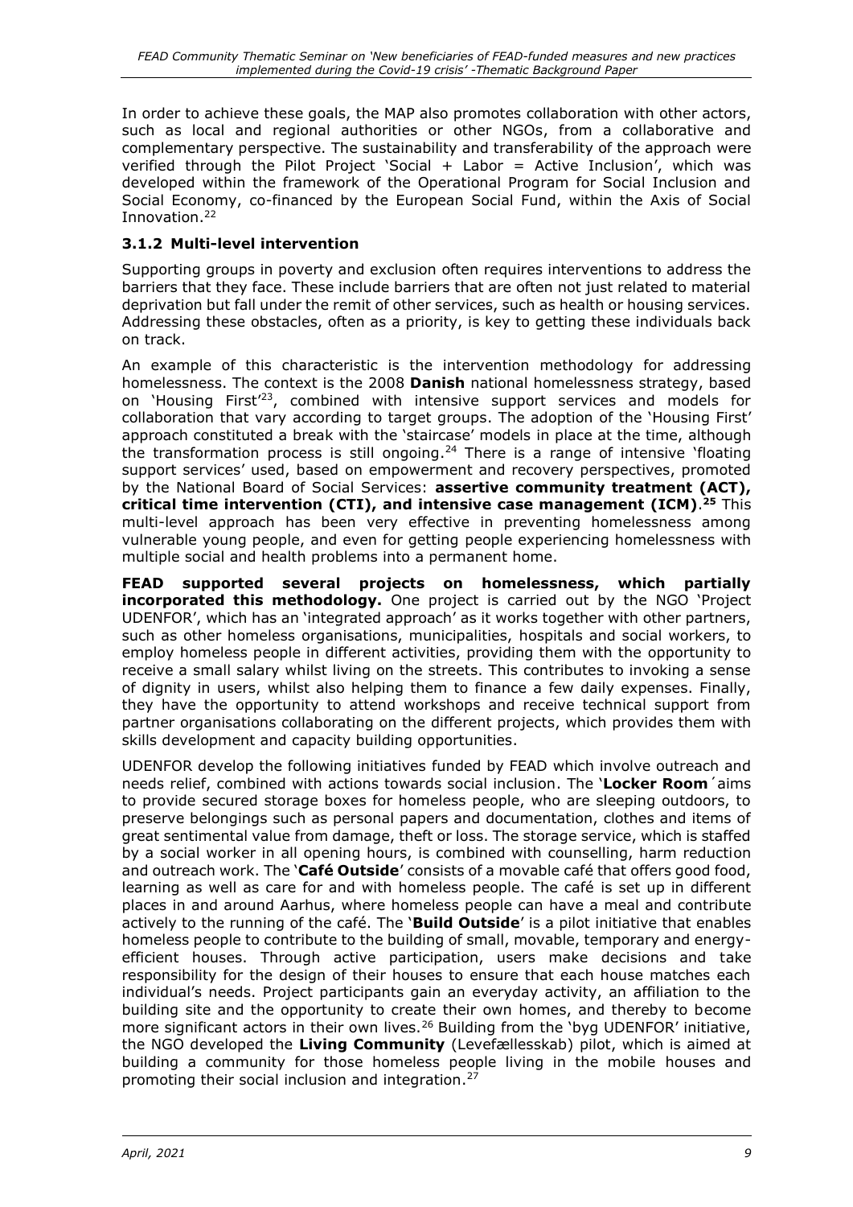In order to achieve these goals, the MAP also promotes collaboration with other actors, such as local and regional authorities or other NGOs, from a collaborative and complementary perspective. The sustainability and transferability of the approach were verified through the Pilot Project 'Social + Labor = Active Inclusion', which was developed within the framework of the Operational Program for Social Inclusion and Social Economy, co-financed by the European Social Fund, within the Axis of Social Innovation.[22]

### 3.1.2 Multi-level intervention

Supporting groups in poverty and exclusion often requires interventions to address the barriers that they face. These include barriers that are often not just related to material deprivation but fall under the remit of other services, such as health or housing services. Addressing these obstacles, often as a priority, is key to getting these individuals back on track.

An example of this characteristic is the intervention methodology for addressing homelessness. The context is the 2008 **Danish** national homelessness strategy, based on 'Housing First'[23], combined with intensive support services and models for collaboration that vary according to target groups. The adoption of the 'Housing First' approach constituted a break with the 'staircase' models in place at the time, although the transformation process is still ongoing.[24] There is a range of intensive 'floating support services' used, based on empowerment and recovery perspectives, promoted by the National Board of Social Services: **assertive community treatment (ACT), critical time intervention (CTI), and intensive case management (ICM)**.[25] This multi-level approach has been very effective in preventing homelessness among vulnerable young people, and even for getting people experiencing homelessness with multiple social and health problems into a permanent home.

**FEAD supported several projects on homelessness, which partially incorporated this methodology.** One project is carried out by the NGO 'Project UDENFOR', which has an 'integrated approach' as it works together with other partners, such as other homeless organisations, municipalities, hospitals and social workers, to employ homeless people in different activities, providing them with the opportunity to receive a small salary whilst living on the streets. This contributes to invoking a sense of dignity in users, whilst also helping them to finance a few daily expenses. Finally, they have the opportunity to attend workshops and receive technical support from partner organisations collaborating on the different projects, which provides them with skills development and capacity building opportunities.

UDENFOR develop the following initiatives funded by FEAD which involve outreach and needs relief, combined with actions towards social inclusion. The '**Locker Room**´aims to provide secured storage boxes for homeless people, who are sleeping outdoors, to preserve belongings such as personal papers and documentation, clothes and items of great sentimental value from damage, theft or loss. The storage service, which is staffed by a social worker in all opening hours, is combined with counselling, harm reduction and outreach work. The '**Café Outside**' consists of a movable café that offers good food, learning as well as care for and with homeless people. The café is set up in different places in and around Aarhus, where homeless people can have a meal and contribute actively to the running of the café. The '**Build Outside**' is a pilot initiative that enables homeless people to contribute to the building of small, movable, temporary and energy-efficient houses. Through active participation, users make decisions and take responsibility for the design of their houses to ensure that each house matches each individual's needs. Project participants gain an everyday activity, an affiliation to the building site and the opportunity to create their own homes, and thereby to become more significant actors in their own lives.[26] Building from the 'byg UDENFOR' initiative, the NGO developed the **Living Community** (Levefællesskab) pilot, which is aimed at building a community for those homeless people living in the mobile houses and promoting their social inclusion and integration.[27]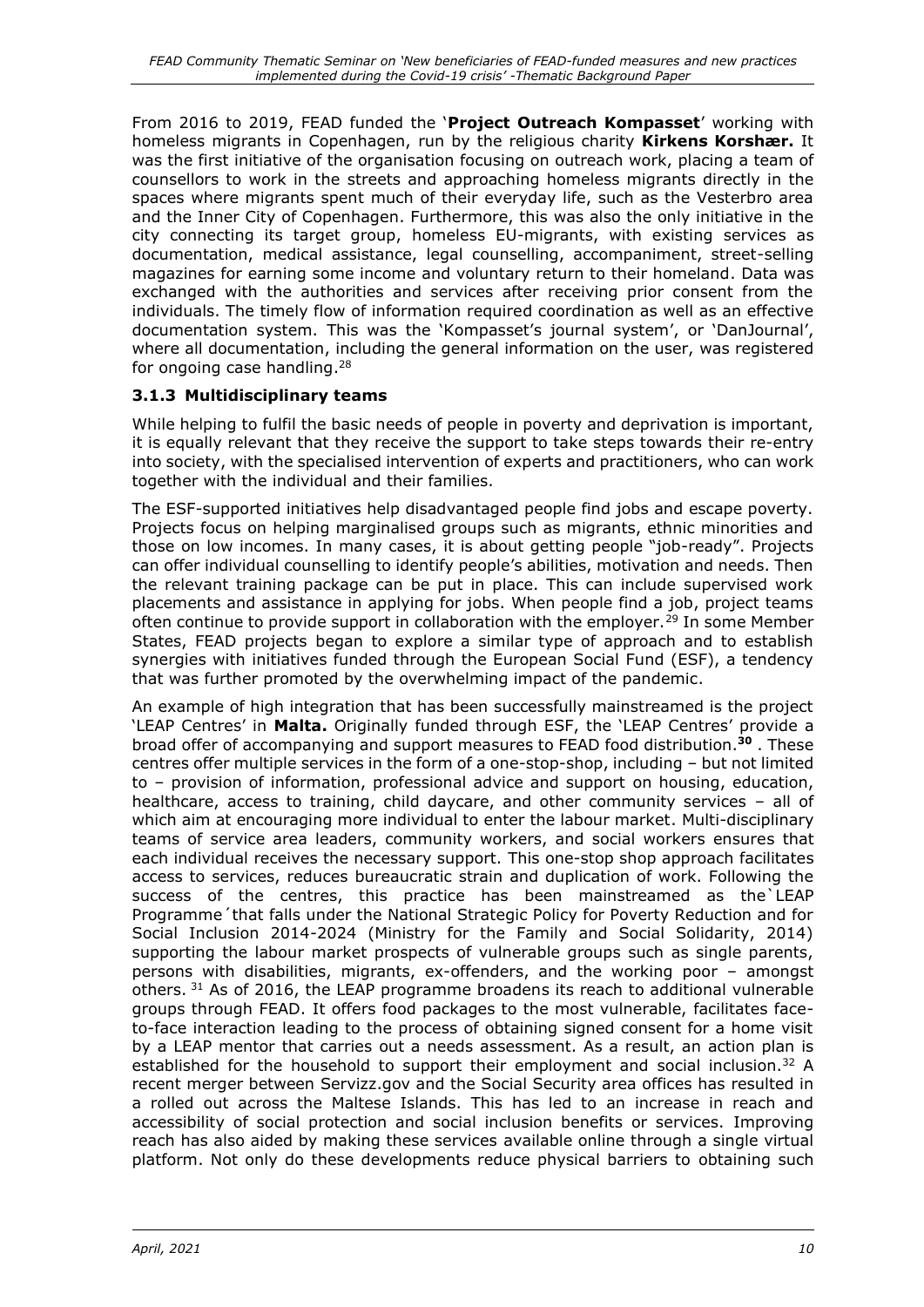From 2016 to 2019, FEAD funded the '**Project Outreach Kompasset**' working with homeless migrants in Copenhagen, run by the religious charity **Kirkens Korshær.** It was the first initiative of the organisation focusing on outreach work, placing a team of counsellors to work in the streets and approaching homeless migrants directly in the spaces where migrants spent much of their everyday life, such as the Vesterbro area and the Inner City of Copenhagen. Furthermore, this was also the only initiative in the city connecting its target group, homeless EU-migrants, with existing services as documentation, medical assistance, legal counselling, accompaniment, street-selling magazines for earning some income and voluntary return to their homeland. Data was exchanged with the authorities and services after receiving prior consent from the individuals. The timely flow of information required coordination as well as an effective documentation system. This was the 'Kompasset's journal system', or 'DanJournal', where all documentation, including the general information on the user, was registered for ongoing case handling.[28]

### 3.1.3 Multidisciplinary teams

While helping to fulfil the basic needs of people in poverty and deprivation is important, it is equally relevant that they receive the support to take steps towards their re-entry into society, with the specialised intervention of experts and practitioners, who can work together with the individual and their families.

The ESF-supported initiatives help disadvantaged people find jobs and escape poverty. Projects focus on helping marginalised groups such as migrants, ethnic minorities and those on low incomes. In many cases, it is about getting people "job-ready". Projects can offer individual counselling to identify people's abilities, motivation and needs. Then the relevant training package can be put in place. This can include supervised work placements and assistance in applying for jobs. When people find a job, project teams often continue to provide support in collaboration with the employer.[29] In some Member States, FEAD projects began to explore a similar type of approach and to establish synergies with initiatives funded through the European Social Fund (ESF), a tendency that was further promoted by the overwhelming impact of the pandemic.

An example of high integration that has been successfully mainstreamed is the project 'LEAP Centres' in **Malta.** Originally funded through ESF, the 'LEAP Centres' provide a broad offer of accompanying and support measures to FEAD food distribution.[30] . These centres offer multiple services in the form of a one-stop-shop, including – but not limited to – provision of information, professional advice and support on housing, education, healthcare, access to training, child daycare, and other community services – all of which aim at encouraging more individual to enter the labour market. Multi-disciplinary teams of service area leaders, community workers, and social workers ensures that each individual receives the necessary support. This one-stop shop approach facilitates access to services, reduces bureaucratic strain and duplication of work. Following the success of the centres, this practice has been mainstreamed as the`LEAP Programme´that falls under the National Strategic Policy for Poverty Reduction and for Social Inclusion 2014-2024 (Ministry for the Family and Social Solidarity, 2014) supporting the labour market prospects of vulnerable groups such as single parents, persons with disabilities, migrants, ex-offenders, and the working poor – amongst others. [31] As of 2016, the LEAP programme broadens its reach to additional vulnerable groups through FEAD. It offers food packages to the most vulnerable, facilitates face-to-face interaction leading to the process of obtaining signed consent for a home visit by a LEAP mentor that carries out a needs assessment. As a result, an action plan is established for the household to support their employment and social inclusion.[32] A recent merger between Servizz.gov and the Social Security area offices has resulted in a rolled out across the Maltese Islands. This has led to an increase in reach and accessibility of social protection and social inclusion benefits or services. Improving reach has also aided by making these services available online through a single virtual platform. Not only do these developments reduce physical barriers to obtaining such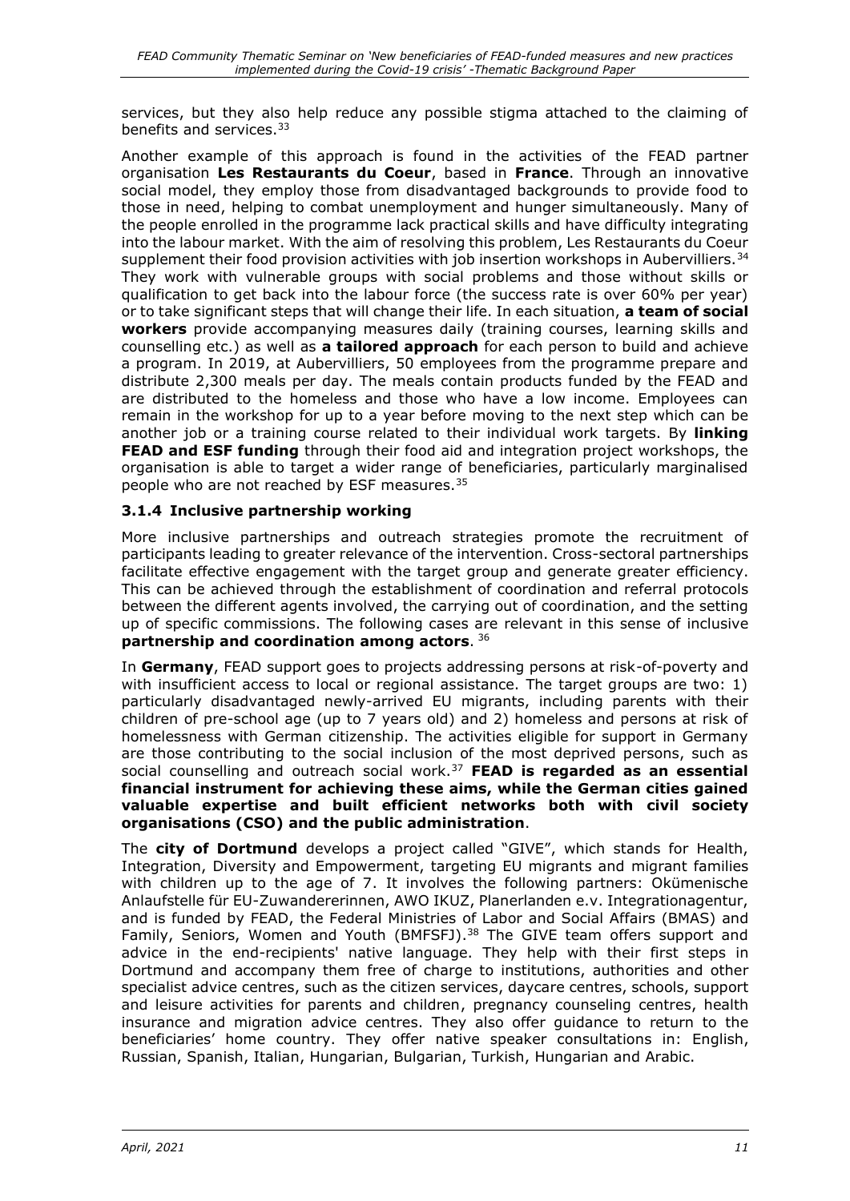services, but they also help reduce any possible stigma attached to the claiming of benefits and services.[33]

Another example of this approach is found in the activities of the FEAD partner organisation **Les Restaurants du Coeur**, based in **France**. Through an innovative social model, they employ those from disadvantaged backgrounds to provide food to those in need, helping to combat unemployment and hunger simultaneously. Many of the people enrolled in the programme lack practical skills and have difficulty integrating into the labour market. With the aim of resolving this problem, Les Restaurants du Coeur supplement their food provision activities with job insertion workshops in Aubervilliers.[34] They work with vulnerable groups with social problems and those without skills or qualification to get back into the labour force (the success rate is over 60% per year) or to take significant steps that will change their life. In each situation, **a team of social workers** provide accompanying measures daily (training courses, learning skills and counselling etc.) as well as **a tailored approach** for each person to build and achieve a program. In 2019, at Aubervilliers, 50 employees from the programme prepare and distribute 2,300 meals per day. The meals contain products funded by the FEAD and are distributed to the homeless and those who have a low income. Employees can remain in the workshop for up to a year before moving to the next step which can be another job or a training course related to their individual work targets. By **linking FEAD and ESF funding** through their food aid and integration project workshops, the organisation is able to target a wider range of beneficiaries, particularly marginalised people who are not reached by ESF measures.[35]

### 3.1.4 Inclusive partnership working

More inclusive partnerships and outreach strategies promote the recruitment of participants leading to greater relevance of the intervention. Cross-sectoral partnerships facilitate effective engagement with the target group and generate greater efficiency. This can be achieved through the establishment of coordination and referral protocols between the different agents involved, the carrying out of coordination, and the setting up of specific commissions. The following cases are relevant in this sense of inclusive **partnership and coordination among actors**. [36]

In **Germany**, FEAD support goes to projects addressing persons at risk-of-poverty and with insufficient access to local or regional assistance. The target groups are two: 1) particularly disadvantaged newly-arrived EU migrants, including parents with their children of pre-school age (up to 7 years old) and 2) homeless and persons at risk of homelessness with German citizenship. The activities eligible for support in Germany are those contributing to the social inclusion of the most deprived persons, such as social counselling and outreach social work.[37] **FEAD is regarded as an essential financial instrument for achieving these aims, while the German cities gained valuable expertise and built efficient networks both with civil society organisations (CSO) and the public administration**.

The **city of Dortmund** develops a project called "GIVE", which stands for Health, Integration, Diversity and Empowerment, targeting EU migrants and migrant families with children up to the age of 7. It involves the following partners: Ökumenische Anlaufstelle für EU-Zuwandererinnen, AWO IKUZ, Planerlanden e.v. Integrationagentur, and is funded by FEAD, the Federal Ministries of Labor and Social Affairs (BMAS) and Family, Seniors, Women and Youth (BMFSFJ).[38] The GIVE team offers support and advice in the end-recipients' native language. They help with their first steps in Dortmund and accompany them free of charge to institutions, authorities and other specialist advice centres, such as the citizen services, daycare centres, schools, support and leisure activities for parents and children, pregnancy counseling centres, health insurance and migration advice centres. They also offer guidance to return to the beneficiaries' home country. They offer native speaker consultations in: English, Russian, Spanish, Italian, Hungarian, Bulgarian, Turkish, Hungarian and Arabic.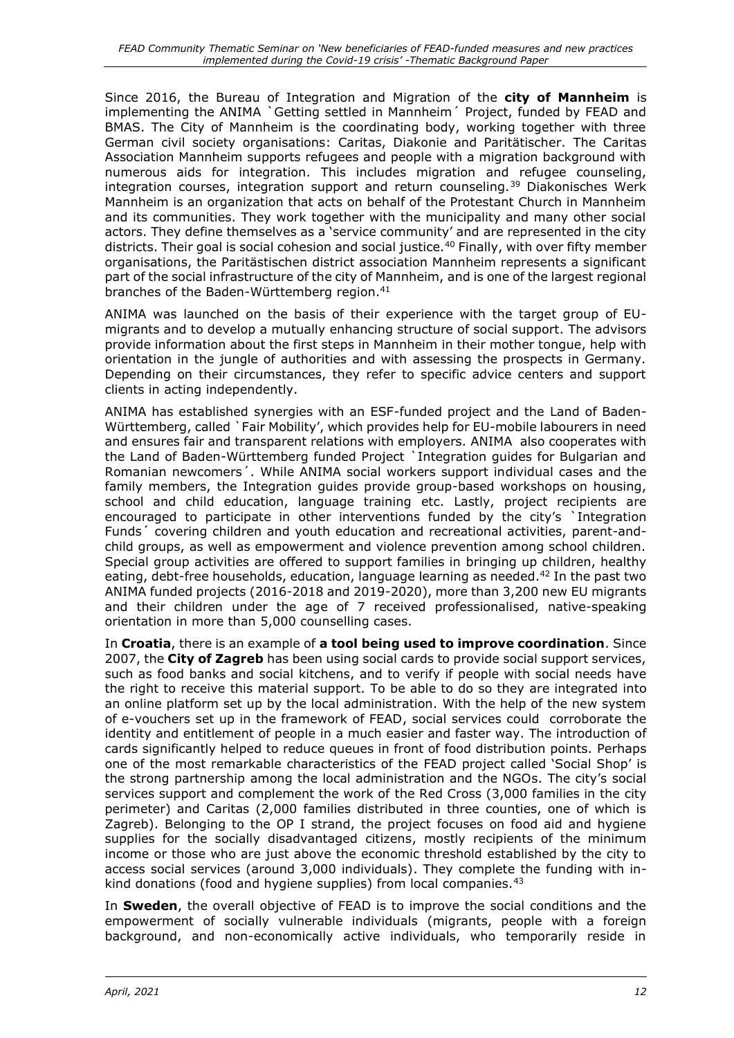Since 2016, the Bureau of Integration and Migration of the **city of Mannheim** is implementing the ANIMA `Getting settled in Mannheim´ Project, funded by FEAD and BMAS. The City of Mannheim is the coordinating body, working together with three German civil society organisations: Caritas, Diakonie and Paritätischer. The Caritas Association Mannheim supports refugees and people with a migration background with numerous aids for integration. This includes migration and refugee counseling, integration courses, integration support and return counseling.[39] Diakonisches Werk Mannheim is an organization that acts on behalf of the Protestant Church in Mannheim and its communities. They work together with the municipality and many other social actors. They define themselves as a 'service community' and are represented in the city districts. Their goal is social cohesion and social justice.[40] Finally, with over fifty member organisations, the Paritästischen district association Mannheim represents a significant part of the social infrastructure of the city of Mannheim, and is one of the largest regional branches of the Baden-Württemberg region.[41]

ANIMA was launched on the basis of their experience with the target group of EU-migrants and to develop a mutually enhancing structure of social support. The advisors provide information about the first steps in Mannheim in their mother tongue, help with orientation in the jungle of authorities and with assessing the prospects in Germany. Depending on their circumstances, they refer to specific advice centers and support clients in acting independently.

ANIMA has established synergies with an ESF-funded project and the Land of Baden-Württemberg, called `Fair Mobility', which provides help for EU-mobile labourers in need and ensures fair and transparent relations with employers. ANIMA also cooperates with the Land of Baden-Württemberg funded Project `Integration guides for Bulgarian and Romanian newcomers´. While ANIMA social workers support individual cases and the family members, the Integration guides provide group-based workshops on housing, school and child education, language training etc. Lastly, project recipients are encouraged to participate in other interventions funded by the city's `Integration Funds´ covering children and youth education and recreational activities, parent-and-child groups, as well as empowerment and violence prevention among school children. Special group activities are offered to support families in bringing up children, healthy eating, debt-free households, education, language learning as needed.[42] In the past two ANIMA funded projects (2016-2018 and 2019-2020), more than 3,200 new EU migrants and their children under the age of 7 received professionalised, native-speaking orientation in more than 5,000 counselling cases.

In **Croatia**, there is an example of **a tool being used to improve coordination**. Since 2007, the **City of Zagreb** has been using social cards to provide social support services, such as food banks and social kitchens, and to verify if people with social needs have the right to receive this material support. To be able to do so they are integrated into an online platform set up by the local administration. With the help of the new system of e-vouchers set up in the framework of FEAD, social services could corroborate the identity and entitlement of people in a much easier and faster way. The introduction of cards significantly helped to reduce queues in front of food distribution points. Perhaps one of the most remarkable characteristics of the FEAD project called 'Social Shop' is the strong partnership among the local administration and the NGOs. The city's social services support and complement the work of the Red Cross (3,000 families in the city perimeter) and Caritas (2,000 families distributed in three counties, one of which is Zagreb). Belonging to the OP I strand, the project focuses on food aid and hygiene supplies for the socially disadvantaged citizens, mostly recipients of the minimum income or those who are just above the economic threshold established by the city to access social services (around 3,000 individuals). They complete the funding with in-kind donations (food and hygiene supplies) from local companies.[43]

In **Sweden**, the overall objective of FEAD is to improve the social conditions and the empowerment of socially vulnerable individuals (migrants, people with a foreign background, and non-economically active individuals, who temporarily reside in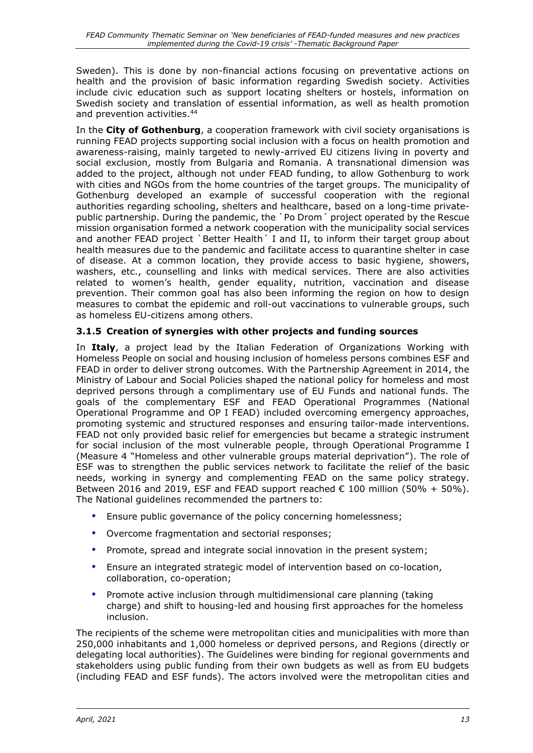Sweden). This is done by non-financial actions focusing on preventative actions on health and the provision of basic information regarding Swedish society. Activities include civic education such as support locating shelters or hostels, information on Swedish society and translation of essential information, as well as health promotion and prevention activities.[44]

In the **City of Gothenburg**, a cooperation framework with civil society organisations is running FEAD projects supporting social inclusion with a focus on health promotion and awareness-raising, mainly targeted to newly-arrived EU citizens living in poverty and social exclusion, mostly from Bulgaria and Romania. A transnational dimension was added to the project, although not under FEAD funding, to allow Gothenburg to work with cities and NGOs from the home countries of the target groups. The municipality of Gothenburg developed an example of successful cooperation with the regional authorities regarding schooling, shelters and healthcare, based on a long-time private-public partnership. During the pandemic, the `Po Drom´ project operated by the Rescue mission organisation formed a network cooperation with the municipality social services and another FEAD project `Better Health´ I and II, to inform their target group about health measures due to the pandemic and facilitate access to quarantine shelter in case of disease. At a common location, they provide access to basic hygiene, showers, washers, etc., counselling and links with medical services. There are also activities related to women's health, gender equality, nutrition, vaccination and disease prevention. Their common goal has also been informing the region on how to design measures to combat the epidemic and roll-out vaccinations to vulnerable groups, such as homeless EU-citizens among others.

### 3.1.5 Creation of synergies with other projects and funding sources

In **Italy**, a project lead by the Italian Federation of Organizations Working with Homeless People on social and housing inclusion of homeless persons combines ESF and FEAD in order to deliver strong outcomes. With the Partnership Agreement in 2014, the Ministry of Labour and Social Policies shaped the national policy for homeless and most deprived persons through a complimentary use of EU Funds and national funds. The goals of the complementary ESF and FEAD Operational Programmes (National Operational Programme and OP I FEAD) included overcoming emergency approaches, promoting systemic and structured responses and ensuring tailor-made interventions. FEAD not only provided basic relief for emergencies but became a strategic instrument for social inclusion of the most vulnerable people, through Operational Programme I (Measure 4 "Homeless and other vulnerable groups material deprivation"). The role of ESF was to strengthen the public services network to facilitate the relief of the basic needs, working in synergy and complementing FEAD on the same policy strategy. Between 2016 and 2019, ESF and FEAD support reached € 100 million (50% + 50%). The National guidelines recommended the partners to:

- Ensure public governance of the policy concerning homelessness;
- Overcome fragmentation and sectorial responses;
- Promote, spread and integrate social innovation in the present system;
- Ensure an integrated strategic model of intervention based on co-location, collaboration, co-operation;
- Promote active inclusion through multidimensional care planning (taking charge) and shift to housing-led and housing first approaches for the homeless inclusion.

The recipients of the scheme were metropolitan cities and municipalities with more than 250,000 inhabitants and 1,000 homeless or deprived persons, and Regions (directly or delegating local authorities). The Guidelines were binding for regional governments and stakeholders using public funding from their own budgets as well as from EU budgets (including FEAD and ESF funds). The actors involved were the metropolitan cities and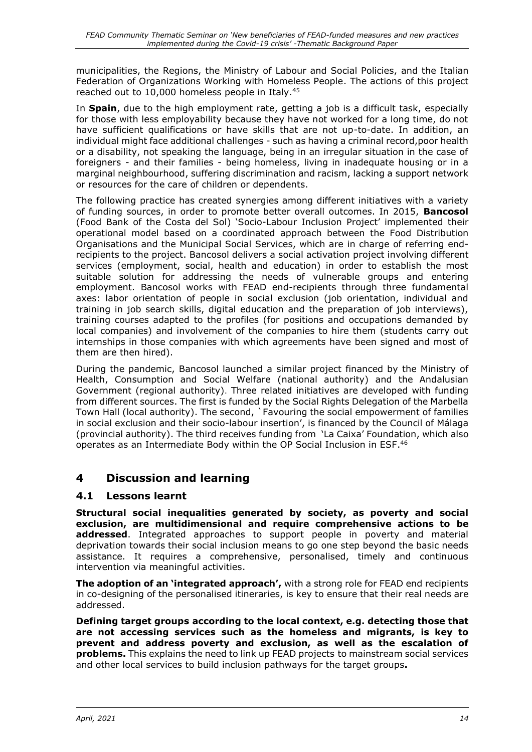municipalities, the Regions, the Ministry of Labour and Social Policies, and the Italian Federation of Organizations Working with Homeless People. The actions of this project reached out to 10,000 homeless people in Italy.[45]

In **Spain**, due to the high employment rate, getting a job is a difficult task, especially for those with less employability because they have not worked for a long time, do not have sufficient qualifications or have skills that are not up-to-date. In addition, an individual might face additional challenges - such as having a criminal record,poor health or a disability, not speaking the language, being in an irregular situation in the case of foreigners - and their families - being homeless, living in inadequate housing or in a marginal neighbourhood, suffering discrimination and racism, lacking a support network or resources for the care of children or dependents.

The following practice has created synergies among different initiatives with a variety of funding sources, in order to promote better overall outcomes. In 2015, **Bancosol** (Food Bank of the Costa del Sol) 'Socio-Labour Inclusion Project' implemented their operational model based on a coordinated approach between the Food Distribution Organisations and the Municipal Social Services, which are in charge of referring end-recipients to the project. Bancosol delivers a social activation project involving different services (employment, social, health and education) in order to establish the most suitable solution for addressing the needs of vulnerable groups and entering employment. Bancosol works with FEAD end-recipients through three fundamental axes: labor orientation of people in social exclusion (job orientation, individual and training in job search skills, digital education and the preparation of job interviews), training courses adapted to the profiles (for positions and occupations demanded by local companies) and involvement of the companies to hire them (students carry out internships in those companies with which agreements have been signed and most of them are then hired).

During the pandemic, Bancosol launched a similar project financed by the Ministry of Health, Consumption and Social Welfare (national authority) and the Andalusian Government (regional authority). Three related initiatives are developed with funding from different sources. The first is funded by the Social Rights Delegation of the Marbella Town Hall (local authority). The second, `Favouring the social empowerment of families in social exclusion and their socio-labour insertion', is financed by the Council of Málaga (provincial authority). The third receives funding from 'La Caixa' Foundation, which also operates as an Intermediate Body within the OP Social Inclusion in ESF.[46]

# 4 Discussion and learning

## 4.1 Lessons learnt

**Structural social inequalities generated by society, as poverty and social exclusion, are multidimensional and require comprehensive actions to be addressed**. Integrated approaches to support people in poverty and material deprivation towards their social inclusion means to go one step beyond the basic needs assistance. It requires a comprehensive, personalised, timely and continuous intervention via meaningful activities.

**The adoption of an 'integrated approach',** with a strong role for FEAD end recipients in co-designing of the personalised itineraries, is key to ensure that their real needs are addressed.

**Defining target groups according to the local context, e.g. detecting those that are not accessing services such as the homeless and migrants, is key to prevent and address poverty and exclusion, as well as the escalation of problems.** This explains the need to link up FEAD projects to mainstream social services and other local services to build inclusion pathways for the target groups**.**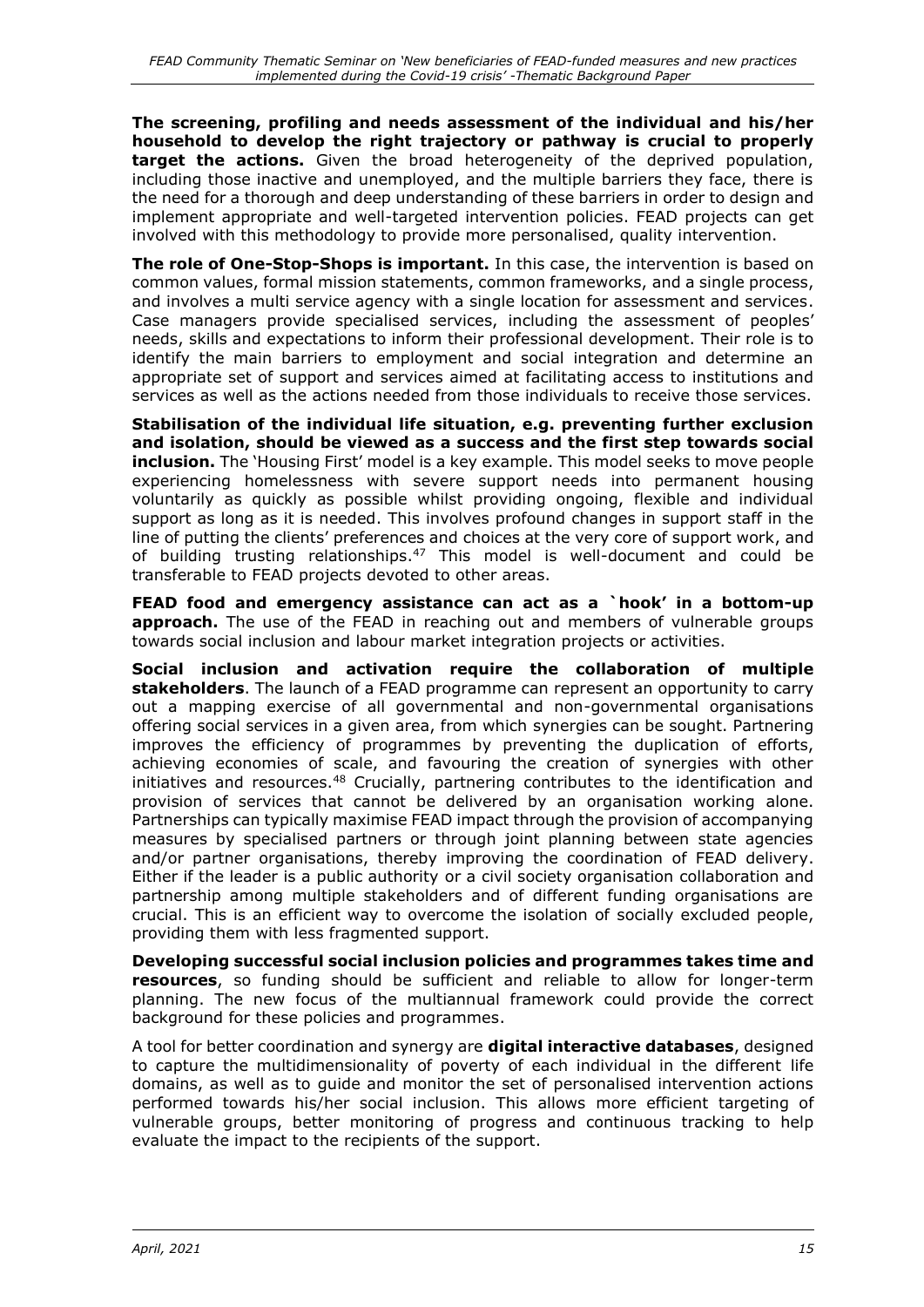**The screening, profiling and needs assessment of the individual and his/her household to develop the right trajectory or pathway is crucial to properly target the actions.** Given the broad heterogeneity of the deprived population, including those inactive and unemployed, and the multiple barriers they face, there is the need for a thorough and deep understanding of these barriers in order to design and implement appropriate and well-targeted intervention policies. FEAD projects can get involved with this methodology to provide more personalised, quality intervention.

**The role of One-Stop-Shops is important.** In this case, the intervention is based on common values, formal mission statements, common frameworks, and a single process, and involves a multi service agency with a single location for assessment and services. Case managers provide specialised services, including the assessment of peoples' needs, skills and expectations to inform their professional development. Their role is to identify the main barriers to employment and social integration and determine an appropriate set of support and services aimed at facilitating access to institutions and services as well as the actions needed from those individuals to receive those services.

**Stabilisation of the individual life situation, e.g. preventing further exclusion and isolation, should be viewed as a success and the first step towards social inclusion.** The 'Housing First' model is a key example. This model seeks to move people experiencing homelessness with severe support needs into permanent housing voluntarily as quickly as possible whilst providing ongoing, flexible and individual support as long as it is needed. This involves profound changes in support staff in the line of putting the clients' preferences and choices at the very core of support work, and of building trusting relationships.[47] This model is well-document and could be transferable to FEAD projects devoted to other areas.

**FEAD food and emergency assistance can act as a `hook' in a bottom-up approach.** The use of the FEAD in reaching out and members of vulnerable groups towards social inclusion and labour market integration projects or activities.

**Social inclusion and activation require the collaboration of multiple stakeholders**. The launch of a FEAD programme can represent an opportunity to carry out a mapping exercise of all governmental and non-governmental organisations offering social services in a given area, from which synergies can be sought. Partnering improves the efficiency of programmes by preventing the duplication of efforts, achieving economies of scale, and favouring the creation of synergies with other initiatives and resources.[48] Crucially, partnering contributes to the identification and provision of services that cannot be delivered by an organisation working alone. Partnerships can typically maximise FEAD impact through the provision of accompanying measures by specialised partners or through joint planning between state agencies and/or partner organisations, thereby improving the coordination of FEAD delivery. Either if the leader is a public authority or a civil society organisation collaboration and partnership among multiple stakeholders and of different funding organisations are crucial. This is an efficient way to overcome the isolation of socially excluded people, providing them with less fragmented support.

**Developing successful social inclusion policies and programmes takes time and resources**, so funding should be sufficient and reliable to allow for longer-term planning. The new focus of the multiannual framework could provide the correct background for these policies and programmes.

A tool for better coordination and synergy are **digital interactive databases**, designed to capture the multidimensionality of poverty of each individual in the different life domains, as well as to guide and monitor the set of personalised intervention actions performed towards his/her social inclusion. This allows more efficient targeting of vulnerable groups, better monitoring of progress and continuous tracking to help evaluate the impact to the recipients of the support.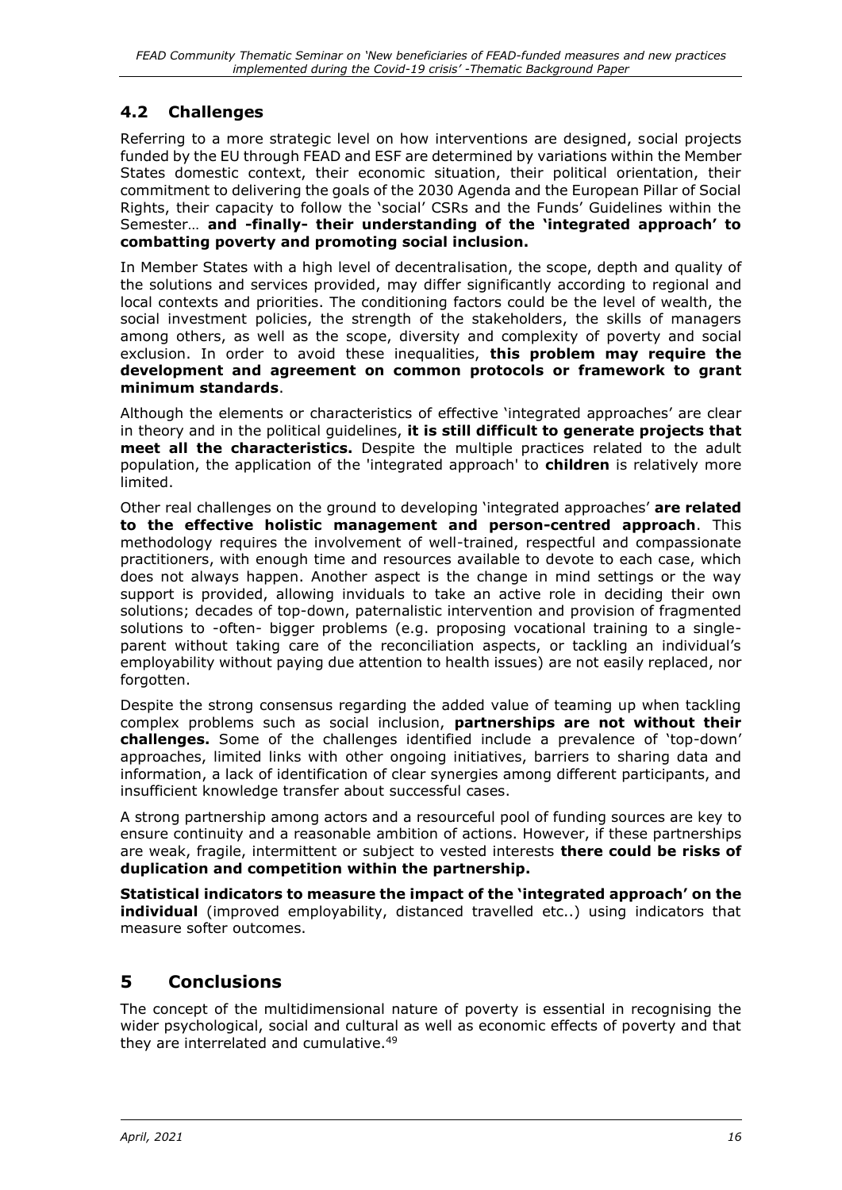## 4.2 Challenges

Referring to a more strategic level on how interventions are designed, social projects funded by the EU through FEAD and ESF are determined by variations within the Member States domestic context, their economic situation, their political orientation, their commitment to delivering the goals of the 2030 Agenda and the European Pillar of Social Rights, their capacity to follow the 'social' CSRs and the Funds' Guidelines within the Semester… **and -finally- their understanding of the 'integrated approach' to combatting poverty and promoting social inclusion.**

In Member States with a high level of decentralisation, the scope, depth and quality of the solutions and services provided, may differ significantly according to regional and local contexts and priorities. The conditioning factors could be the level of wealth, the social investment policies, the strength of the stakeholders, the skills of managers among others, as well as the scope, diversity and complexity of poverty and social exclusion. In order to avoid these inequalities, **this problem may require the development and agreement on common protocols or framework to grant minimum standards**.

Although the elements or characteristics of effective 'integrated approaches' are clear in theory and in the political guidelines, **it is still difficult to generate projects that meet all the characteristics.** Despite the multiple practices related to the adult population, the application of the 'integrated approach' to **children** is relatively more limited.

Other real challenges on the ground to developing 'integrated approaches' **are related to the effective holistic management and person-centred approach**. This methodology requires the involvement of well-trained, respectful and compassionate practitioners, with enough time and resources available to devote to each case, which does not always happen. Another aspect is the change in mind settings or the way support is provided, allowing inviduals to take an active role in deciding their own solutions; decades of top-down, paternalistic intervention and provision of fragmented solutions to -often- bigger problems (e.g. proposing vocational training to a single-parent without taking care of the reconciliation aspects, or tackling an individual's employability without paying due attention to health issues) are not easily replaced, nor forgotten.

Despite the strong consensus regarding the added value of teaming up when tackling complex problems such as social inclusion, **partnerships are not without their challenges.** Some of the challenges identified include a prevalence of 'top-down' approaches, limited links with other ongoing initiatives, barriers to sharing data and information, a lack of identification of clear synergies among different participants, and insufficient knowledge transfer about successful cases.

A strong partnership among actors and a resourceful pool of funding sources are key to ensure continuity and a reasonable ambition of actions. However, if these partnerships are weak, fragile, intermittent or subject to vested interests **there could be risks of duplication and competition within the partnership.**

**Statistical indicators to measure the impact of the 'integrated approach' on the individual** (improved employability, distanced travelled etc..) using indicators that measure softer outcomes.

# 5 Conclusions

The concept of the multidimensional nature of poverty is essential in recognising the wider psychological, social and cultural as well as economic effects of poverty and that they are interrelated and cumulative.[49]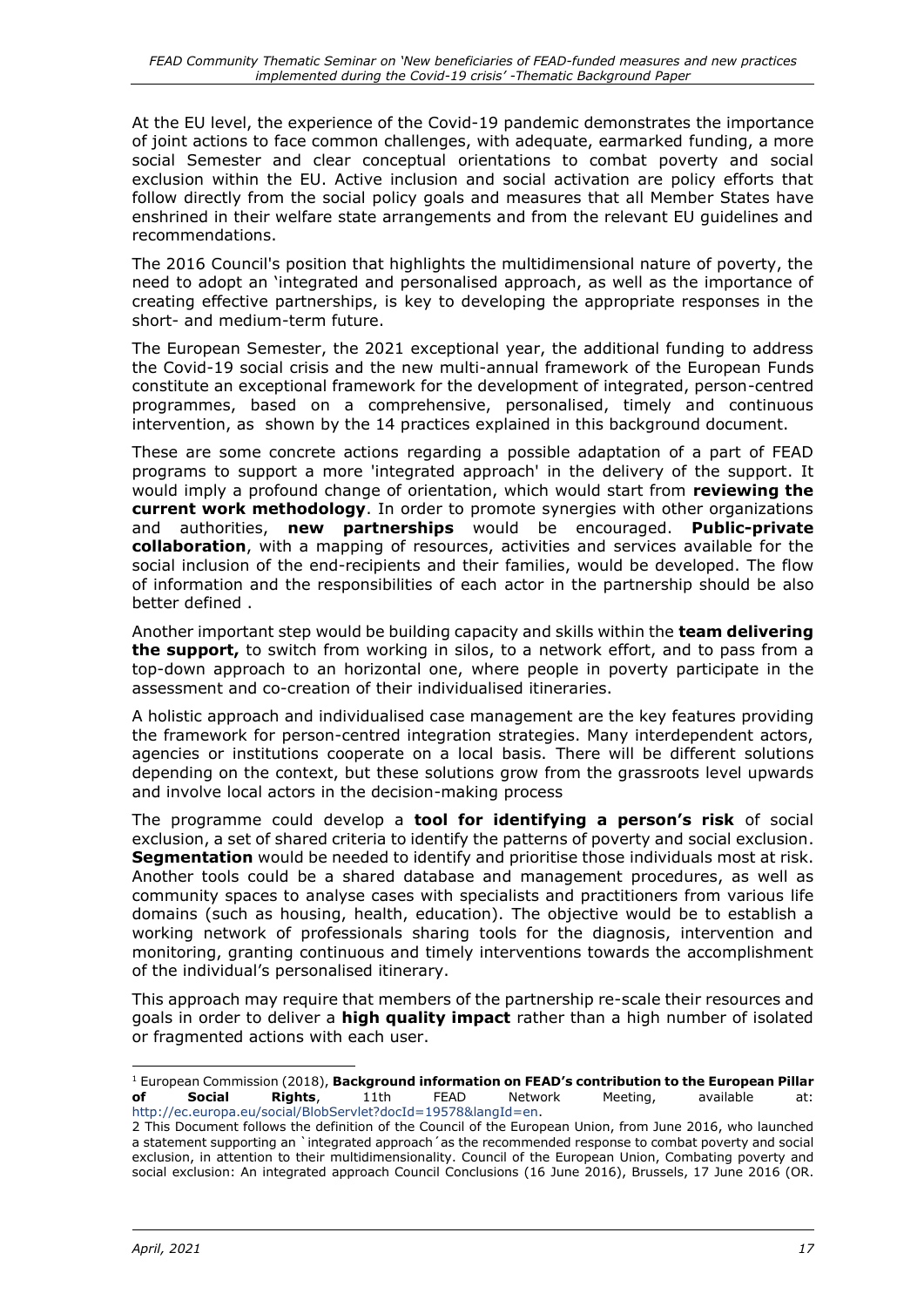At the EU level, the experience of the Covid-19 pandemic demonstrates the importance of joint actions to face common challenges, with adequate, earmarked funding, a more social Semester and clear conceptual orientations to combat poverty and social exclusion within the EU. Active inclusion and social activation are policy efforts that follow directly from the social policy goals and measures that all Member States have enshrined in their welfare state arrangements and from the relevant EU guidelines and recommendations.

The 2016 Council's position that highlights the multidimensional nature of poverty, the need to adopt an 'integrated and personalised approach, as well as the importance of creating effective partnerships, is key to developing the appropriate responses in the short- and medium-term future.

The European Semester, the 2021 exceptional year, the additional funding to address the Covid-19 social crisis and the new multi-annual framework of the European Funds constitute an exceptional framework for the development of integrated, person-centred programmes, based on a comprehensive, personalised, timely and continuous intervention, as shown by the 14 practices explained in this background document.

These are some concrete actions regarding a possible adaptation of a part of FEAD programs to support a more 'integrated approach' in the delivery of the support. It would imply a profound change of orientation, which would start from **reviewing the current work methodology**. In order to promote synergies with other organizations and authorities, **new partnerships** would be encouraged. **Public-private collaboration**, with a mapping of resources, activities and services available for the social inclusion of the end-recipients and their families, would be developed. The flow of information and the responsibilities of each actor in the partnership should be also better defined .

Another important step would be building capacity and skills within the **team delivering the support,** to switch from working in silos, to a network effort, and to pass from a top-down approach to an horizontal one, where people in poverty participate in the assessment and co-creation of their individualised itineraries.

A holistic approach and individualised case management are the key features providing the framework for person-centred integration strategies. Many interdependent actors, agencies or institutions cooperate on a local basis. There will be different solutions depending on the context, but these solutions grow from the grassroots level upwards and involve local actors in the decision-making process

The programme could develop a **tool for identifying a person's risk** of social exclusion, a set of shared criteria to identify the patterns of poverty and social exclusion. **Segmentation** would be needed to identify and prioritise those individuals most at risk. Another tools could be a shared database and management procedures, as well as community spaces to analyse cases with specialists and practitioners from various life domains (such as housing, health, education). The objective would be to establish a working network of professionals sharing tools for the diagnosis, intervention and monitoring, granting continuous and timely interventions towards the accomplishment of the individual's personalised itinerary.

This approach may require that members of the partnership re-scale their resources and goals in order to deliver a **high quality impact** rather than a high number of isolated or fragmented actions with each user.

---

[1] European Commission (2018), **Background information on FEAD's contribution to the European Pillar of Social Rights**, 11th FEAD Network Meeting, available at: http://ec.europa.eu/social/BlobServlet?docId=19578&langId=en.

2 This Document follows the definition of the Council of the European Union, from June 2016, who launched a statement supporting an `integrated approach´as the recommended response to combat poverty and social exclusion, in attention to their multidimensionality. Council of the European Union, Combating poverty and social exclusion: An integrated approach Council Conclusions (16 June 2016), Brussels, 17 June 2016 (OR.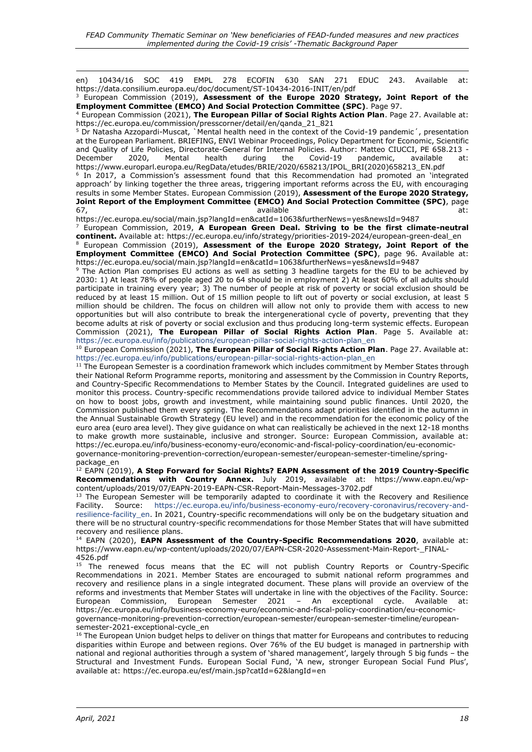en) 10434/16 SOC 419 EMPL 278 ECOFIN 630 SAN 271 EDUC 243. Available at: https://data.consilium.europa.eu/doc/document/ST-10434-2016-INIT/en/pdf

[3] European Commission (2019), **Assessment of the Europe 2020 Strategy, Joint Report of the Employment Committee (EMCO) And Social Protection Committee (SPC)**. Page 97.

[4] European Commission (2021), **The European Pillar of Social Rights Action Plan**. Page 27. Available at: https://ec.europa.eu/commission/presscorner/detail/en/qanda_21_821

[5] Dr Natasha Azzopardi-Muscat, `Mental health need in the context of the Covid-19 pandemic´, presentation at the European Parliament. BRIEFING, ENVI Webinar Proceedings, Policy Department for Economic, Scientific and Quality of Life Policies, Directorate-General for Internal Policies. Author: Matteo CIUCCI, PE 658.213 - December 2020, Mental health during the Covid-19 pandemic, available at: https://www.europarl.europa.eu/RegData/etudes/BRIE/2020/658213/IPOL_BRI(2020)658213_EN.pdf

[6] In 2017, a Commission's assessment found that this Recommendation had promoted an 'integrated approach' by linking together the three areas, triggering important reforms across the EU, with encouraging results in some Member States. European Commission (2019), **Assessment of the Europe 2020 Strategy, Joint Report of the Employment Committee (EMCO) And Social Protection Committee (SPC)**, page 67, available at: https://ec.europa.eu/social/main.jsp?langId=en&catId=1063&furtherNews=yes&newsId=9487

[7] European Commission, 2019, **A European Green Deal. Striving to be the first climate-neutral continent.** Available at: https://ec.europa.eu/info/strategy/priorities-2019-2024/european-green-deal_en

[8] European Commission (2019), **Assessment of the Europe 2020 Strategy, Joint Report of the Employment Committee (EMCO) And Social Protection Committee (SPC)**, page 96. Available at: https://ec.europa.eu/social/main.jsp?langId=en&catId=1063&furtherNews=yes&newsId=9487

[9] The Action Plan comprises EU actions as well as setting 3 headline targets for the EU to be achieved by 2030: 1) At least 78% of people aged 20 to 64 should be in employment 2) At least 60% of all adults should participate in training every year; 3) The number of people at risk of poverty or social exclusion should be reduced by at least 15 million. Out of 15 million people to lift out of poverty or social exclusion, at least 5 million should be children. The focus on children will allow not only to provide them with access to new opportunities but will also contribute to break the intergenerational cycle of poverty, preventing that they become adults at risk of poverty or social exclusion and thus producing long-term systemic effects. European Commission (2021), **The European Pillar of Social Rights Action Plan**. Page 5. Available at: https://ec.europa.eu/info/publications/european-pillar-social-rights-action-plan_en

[10] European Commission (2021), **The European Pillar of Social Rights Action Plan**. Page 27. Available at: https://ec.europa.eu/info/publications/european-pillar-social-rights-action-plan_en

[11] The European Semester is a coordination framework which includes commitment by Member States through their National Reform Programme reports, monitoring and assessment by the Commission in Country Reports, and Country-Specific Recommendations to Member States by the Council. Integrated guidelines are used to monitor this process. Country-specific recommendations provide tailored advice to individual Member States on how to boost jobs, growth and investment, while maintaining sound public finances. Until 2020, the Commission published them every spring. The Recommendations adapt priorities identified in the autumn in the Annual Sustainable Growth Strategy (EU level) and in the recommendation for the economic policy of the euro area (euro area level). They give guidance on what can realistically be achieved in the next 12-18 months to make growth more sustainable, inclusive and stronger. Source: European Commission, available at: https://ec.europa.eu/info/business-economy-euro/economic-and-fiscal-policy-coordination/eu-economic-governance-monitoring-prevention-correction/european-semester/european-semester-timeline/spring-package_en

[12] EAPN (2019), **A Step Forward for Social Rights? EAPN Assessment of the 2019 Country-Specific Recommendations with Country Annex.** July 2019, available at: https://www.eapn.eu/wp-content/uploads/2019/07/EAPN-2019-EAPN-CSR-Report-Main-Messages-3702.pdf

[13] The European Semester will be temporarily adapted to coordinate it with the Recovery and Resilience Facility. Source: https://ec.europa.eu/info/business-economy-euro/recovery-coronavirus/recovery-and-resilience-facility_en. In 2021, Country-specific recommendations will only be on the budgetary situation and there will be no structural country-specific recommendations for those Member States that will have submitted recovery and resilience plans.

[14] EAPN (2020), **EAPN Assessment of the Country-Specific Recommendations 2020**, available at: https://www.eapn.eu/wp-content/uploads/2020/07/EAPN-CSR-2020-Assessment-Main-Report-_FINAL-4526.pdf

[15] The renewed focus means that the EC will not publish Country Reports or Country-Specific Recommendations in 2021. Member States are encouraged to submit national reform programmes and recovery and resilience plans in a single integrated document. These plans will provide an overview of the reforms and investments that Member States will undertake in line with the objectives of the Facility. Source: European Commission, European Semester 2021 – An exceptional cycle. Available at: https://ec.europa.eu/info/business-economy-euro/economic-and-fiscal-policy-coordination/eu-economic-governance-monitoring-prevention-correction/european-semester/european-semester-timeline/european-semester-2021-exceptional-cycle_en

[16] The European Union budget helps to deliver on things that matter for Europeans and contributes to reducing disparities within Europe and between regions. Over 76% of the EU budget is managed in partnership with national and regional authorities through a system of 'shared management', largely through 5 big funds – the Structural and Investment Funds. European Social Fund, 'A new, stronger European Social Fund Plus', available at: https://ec.europa.eu/esf/main.jsp?catId=62&langId=en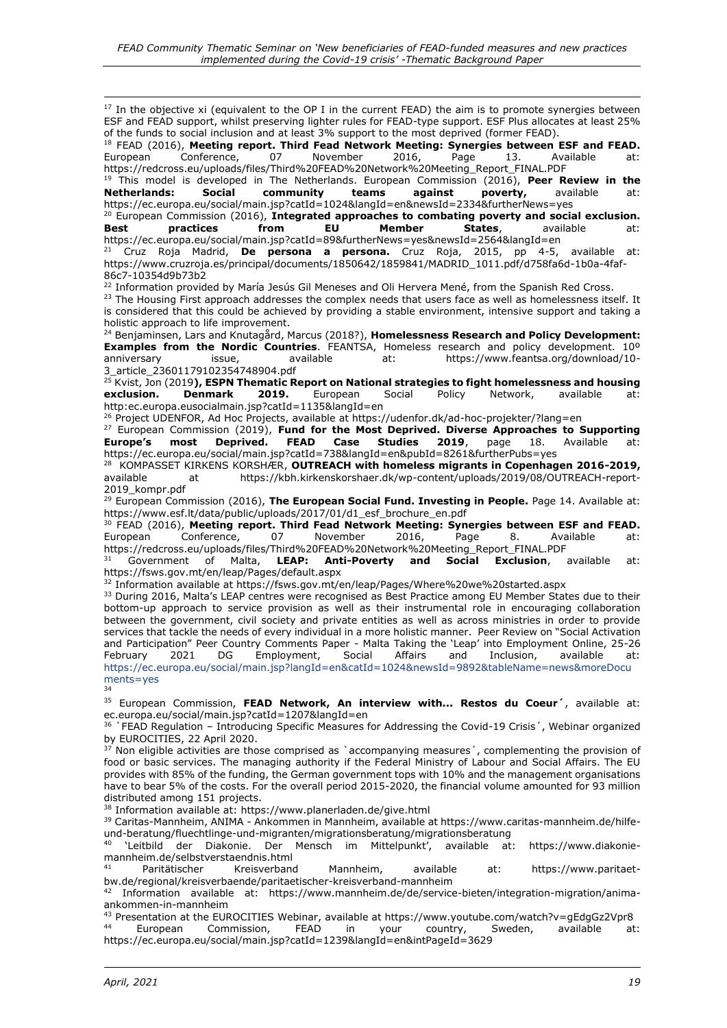[17] In the objective xi (equivalent to the OP I in the current FEAD) the aim is to promote synergies between ESF and FEAD support, whilst preserving lighter rules for FEAD-type support. ESF Plus allocates at least 25% of the funds to social inclusion and at least 3% support to the most deprived (former FEAD).

[18] FEAD (2016), **Meeting report. Third Fead Network Meeting: Synergies between ESF and FEAD.** European Conference, 07 November 2016, Page 13. Available at: https://redcross.eu/uploads/files/Third%20FEAD%20Network%20Meeting_Report_FINAL.PDF

[19] This model is developed in The Netherlands. European Commission (2016), **Peer Review in the Netherlands: Social community teams against poverty,** available at: https://ec.europa.eu/social/main.jsp?catId=1024&langId=en&newsId=2334&furtherNews=yes

[20] European Commission (2016), **Integrated approaches to combating poverty and social exclusion. Best practices from EU Member States**, available at: https://ec.europa.eu/social/main.jsp?catId=89&furtherNews=yes&newsId=2564&langId=en

[21] Cruz Roja Madrid, **De persona a persona.** Cruz Roja, 2015, pp 4-5, available at: https://www.cruzroja.es/principal/documents/1850642/1859841/MADRID_1011.pdf/d758fa6d-1b0a-4faf-86c7-10354d9b73b2

[22] Information provided by María Jesús Gil Meneses and Oli Hervera Mené, from the Spanish Red Cross.

[23] The Housing First approach addresses the complex needs that users face as well as homelessness itself. It is considered that this could be achieved by providing a stable environment, intensive support and taking a holistic approach to life improvement.

[24] Benjaminsen, Lars and Knutagård, Marcus (2018?), **Homelessness Research and Policy Development: Examples from the Nordic Countries**. FEANTSA, Homeless research and policy development. 10º anniversary issue, available at: https://www.feantsa.org/download/10-3_article_23601179102354748904.pdf

[25] Kvist, Jon (2019**), ESPN Thematic Report on National strategies to fight homelessness and housing exclusion. Denmark 2019.** European Social Policy Network, available at: http:ec.europa.eusocialmain.jsp?catId=1135&langId=en

[26] Project UDENFOR, Ad Hoc Projects, available at https://udenfor.dk/ad-hoc-projekter/?lang=en

[27] European Commission (2019), **Fund for the Most Deprived. Diverse Approaches to Supporting Europe's most Deprived. FEAD Case Studies 2019**, page 18. Available at: https://ec.europa.eu/social/main.jsp?catId=738&langId=en&pubId=8261&furtherPubs=yes

[28] KOMPASSET KIRKENS KORSHÆR, **OUTREACH with homeless migrants in Copenhagen 2016-2019,** available at https://kbh.kirkenskorshaer.dk/wp-content/uploads/2019/08/OUTREACH-report-2019_kompr.pdf

[29] European Commission (2016), **The European Social Fund. Investing in People.** Page 14. Available at: https://www.esf.lt/data/public/uploads/2017/01/d1_esf_brochure_en.pdf

[30] FEAD (2016), **Meeting report. Third Fead Network Meeting: Synergies between ESF and FEAD.** European Conference, 07 November 2016, Page 8. Available at: https://redcross.eu/uploads/files/Third%20FEAD%20Network%20Meeting_Report_FINAL.PDF

[31] Government of Malta, **LEAP: Anti-Poverty and Social Exclusion**, available at: https://fsws.gov.mt/en/leap/Pages/default.aspx

[32] Information available at https://fsws.gov.mt/en/leap/Pages/Where%20we%20started.aspx

[33] During 2016, Malta's LEAP centres were recognised as Best Practice among EU Member States due to their bottom-up approach to service provision as well as their instrumental role in encouraging collaboration between the government, civil society and private entities as well as across ministries in order to provide services that tackle the needs of every individual in a more holistic manner. Peer Review on "Social Activation and Participation" Peer Country Comments Paper - Malta Taking the 'Leap' into Employment Online, 25-26 February 2021 DG Employment, Social Affairs and Inclusion, available at: https://ec.europa.eu/social/main.jsp?langId=en&catId=1024&newsId=9892&tableName=news&moreDocuments=yes

[34]

[35] European Commission, **FEAD Network, An interview with... Restos du Coeur´**, available at: ec.europa.eu/social/main.jsp?catId=1207&langId=en

[36] `FEAD Regulation – Introducing Specific Measures for Addressing the Covid-19 Crisis´, Webinar organized by EUROCITIES, 22 April 2020.

[37] Non eligible activities are those comprised as `accompanying measures´, complementing the provision of food or basic services. The managing authority if the Federal Ministry of Labour and Social Affairs. The EU provides with 85% of the funding, the German government tops with 10% and the management organisations have to bear 5% of the costs. For the overall period 2015-2020, the financial volume amounted for 93 million distributed among 151 projects.

[38] Information available at: https://www.planerladen.de/give.html

[39] Caritas-Mannheim, ANIMA - Ankommen in Mannheim, available at https://www.caritas-mannheim.de/hilfe-und-beratung/fluechtlinge-und-migranten/migrationsberatung/migrationsberatung

[40] 'Leitbild der Diakonie. Der Mensch im Mittelpunkt', available at: https://www.diakonie-mannheim.de/selbstverstaendnis.html

[41] Paritätischer Kreisverband Mannheim, available at: https://www.paritaet-bw.de/regional/kreisverbaende/paritaetischer-kreisverband-mannheim

[42] Information available at: https://www.mannheim.de/de/service-bieten/integration-migration/anima-ankommen-in-mannheim

[43] Presentation at the EUROCITIES Webinar, available at https://www.youtube.com/watch?v=gEdgGz2Vpr8

[44] European Commission, FEAD in your country, Sweden, available at: https://ec.europa.eu/social/main.jsp?catId=1239&langId=en&intPageId=3629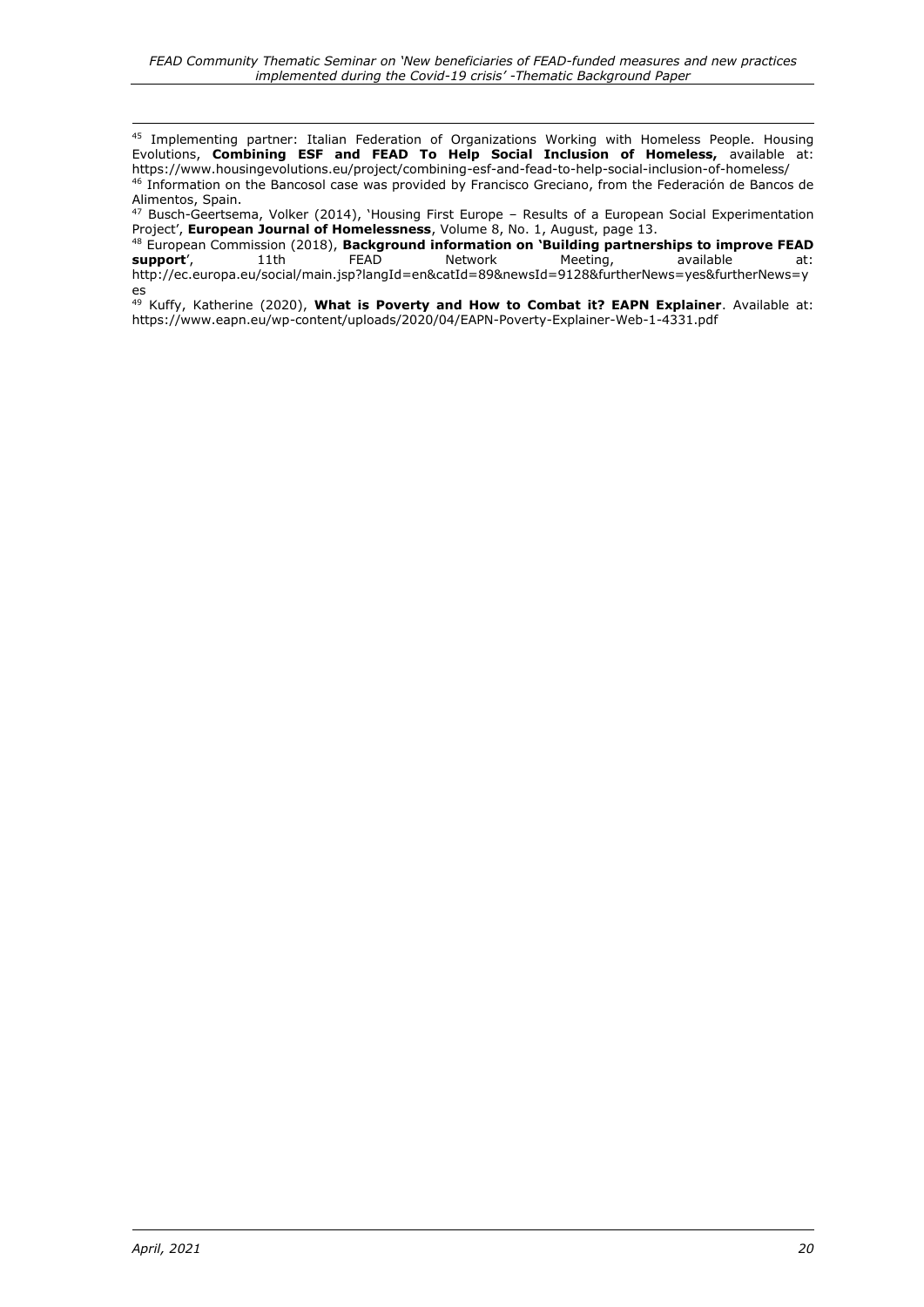[45] Implementing partner: Italian Federation of Organizations Working with Homeless People. Housing Evolutions, **Combining ESF and FEAD To Help Social Inclusion of Homeless,** available at: https://www.housingevolutions.eu/project/combining-esf-and-fead-to-help-social-inclusion-of-homeless/

[46] Information on the Bancosol case was provided by Francisco Greciano, from the Federación de Bancos de Alimentos, Spain.

[47] Busch-Geertsema, Volker (2014), 'Housing First Europe – Results of a European Social Experimentation Project', **European Journal of Homelessness**, Volume 8, No. 1, August, page 13.

[48] European Commission (2018), **Background information on 'Building partnerships to improve FEAD support**', 11th FEAD Network Meeting, available at: http://ec.europa.eu/social/main.jsp?langId=en&catId=89&newsId=9128&furtherNews=yes&furtherNews=yes

[49] Kuffy, Katherine (2020), **What is Poverty and How to Combat it? EAPN Explainer**. Available at: https://www.eapn.eu/wp-content/uploads/2020/04/EAPN-Poverty-Explainer-Web-1-4331.pdf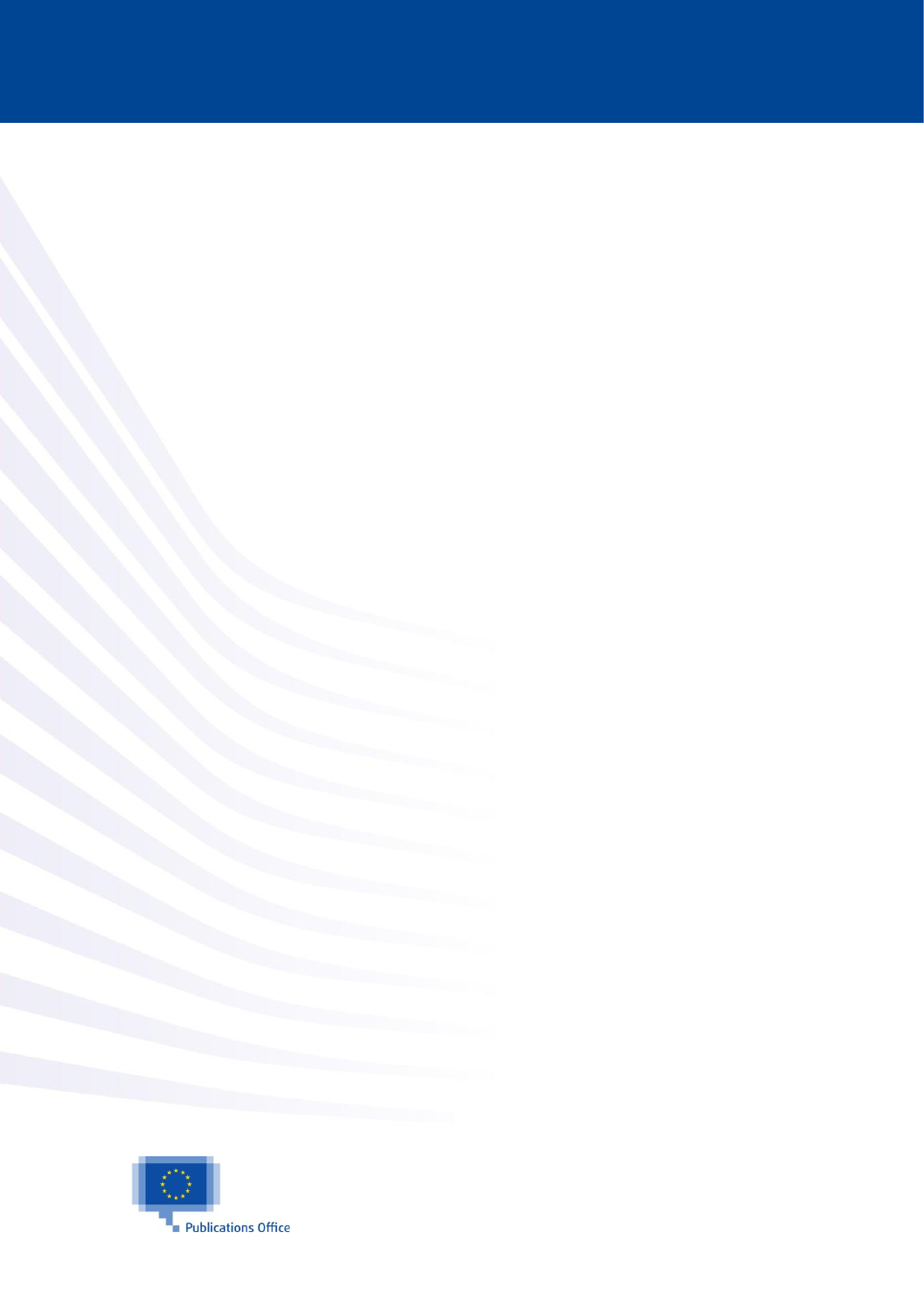Publications Office